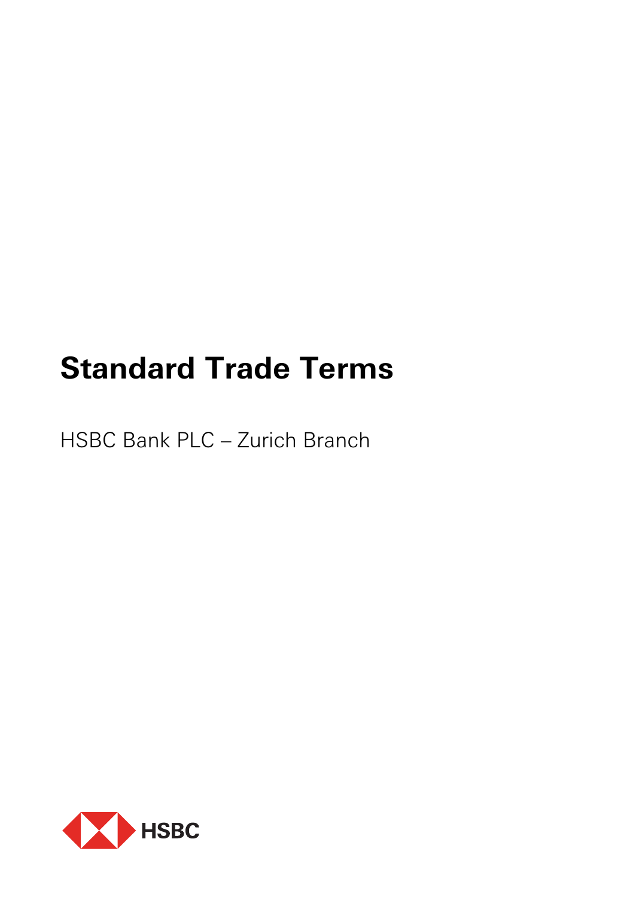# Standard Trade Terms

HSBC Bank PLC – Zurich Branch

HSBC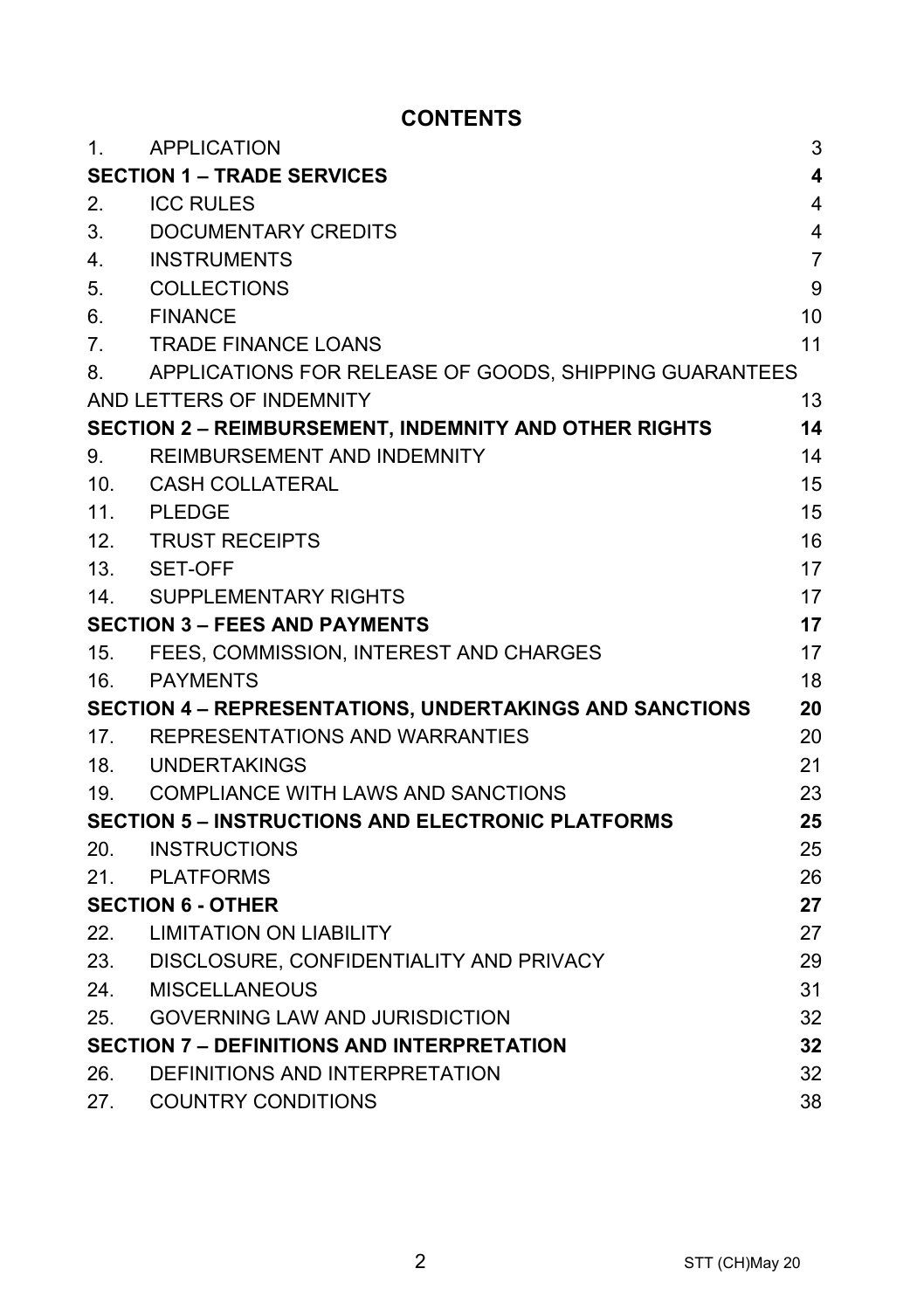# CONTENTS

| | | |
|---|---|---|
| 1. | APPLICATION | 3 |
| **SECTION 1 – TRADE SERVICES** | | **4** |
| 2. | ICC RULES | 4 |
| 3. | DOCUMENTARY CREDITS | 4 |
| 4. | INSTRUMENTS | 7 |
| 5. | COLLECTIONS | 9 |
| 6. | FINANCE | 10 |
| 7. | TRADE FINANCE LOANS | 11 |
| 8. | APPLICATIONS FOR RELEASE OF GOODS, SHIPPING GUARANTEES AND LETTERS OF INDEMNITY | 13 |
| **SECTION 2 – REIMBURSEMENT, INDEMNITY AND OTHER RIGHTS** | | **14** |
| 9. | REIMBURSEMENT AND INDEMNITY | 14 |
| 10. | CASH COLLATERAL | 15 |
| 11. | PLEDGE | 15 |
| 12. | TRUST RECEIPTS | 16 |
| 13. | SET-OFF | 17 |
| 14. | SUPPLEMENTARY RIGHTS | 17 |
| **SECTION 3 – FEES AND PAYMENTS** | | **17** |
| 15. | FEES, COMMISSION, INTEREST AND CHARGES | 17 |
| 16. | PAYMENTS | 18 |
| **SECTION 4 – REPRESENTATIONS, UNDERTAKINGS AND SANCTIONS** | | **20** |
| 17. | REPRESENTATIONS AND WARRANTIES | 20 |
| 18. | UNDERTAKINGS | 21 |
| 19. | COMPLIANCE WITH LAWS AND SANCTIONS | 23 |
| **SECTION 5 – INSTRUCTIONS AND ELECTRONIC PLATFORMS** | | **25** |
| 20. | INSTRUCTIONS | 25 |
| 21. | PLATFORMS | 26 |
| **SECTION 6 - OTHER** | | **27** |
| 22. | LIMITATION ON LIABILITY | 27 |
| 23. | DISCLOSURE, CONFIDENTIALITY AND PRIVACY | 29 |
| 24. | MISCELLANEOUS | 31 |
| 25. | GOVERNING LAW AND JURISDICTION | 32 |
| **SECTION 7 – DEFINITIONS AND INTERPRETATION** | | **32** |
| 26. | DEFINITIONS AND INTERPRETATION | 32 |
| 27. | COUNTRY CONDITIONS | 38 |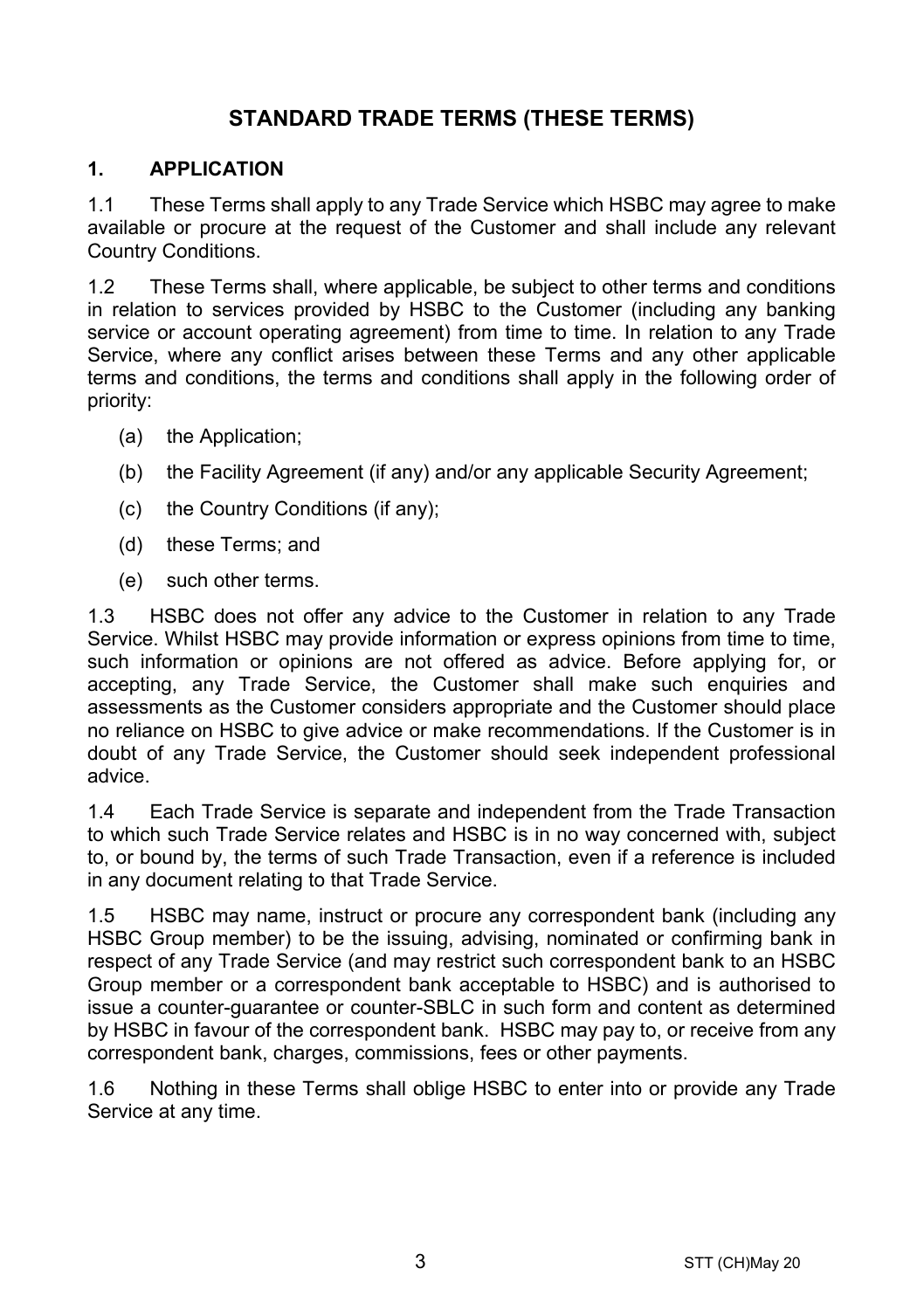# STANDARD TRADE TERMS (THESE TERMS)

## 1. APPLICATION

1.1 These Terms shall apply to any Trade Service which HSBC may agree to make available or procure at the request of the Customer and shall include any relevant Country Conditions.

1.2 These Terms shall, where applicable, be subject to other terms and conditions in relation to services provided by HSBC to the Customer (including any banking service or account operating agreement) from time to time. In relation to any Trade Service, where any conflict arises between these Terms and any other applicable terms and conditions, the terms and conditions shall apply in the following order of priority:

(a) the Application;

(b) the Facility Agreement (if any) and/or any applicable Security Agreement;

(c) the Country Conditions (if any);

(d) these Terms; and

(e) such other terms.

1.3 HSBC does not offer any advice to the Customer in relation to any Trade Service. Whilst HSBC may provide information or express opinions from time to time, such information or opinions are not offered as advice. Before applying for, or accepting, any Trade Service, the Customer shall make such enquiries and assessments as the Customer considers appropriate and the Customer should place no reliance on HSBC to give advice or make recommendations. If the Customer is in doubt of any Trade Service, the Customer should seek independent professional advice.

1.4 Each Trade Service is separate and independent from the Trade Transaction to which such Trade Service relates and HSBC is in no way concerned with, subject to, or bound by, the terms of such Trade Transaction, even if a reference is included in any document relating to that Trade Service.

1.5 HSBC may name, instruct or procure any correspondent bank (including any HSBC Group member) to be the issuing, advising, nominated or confirming bank in respect of any Trade Service (and may restrict such correspondent bank to an HSBC Group member or a correspondent bank acceptable to HSBC) and is authorised to issue a counter-guarantee or counter-SBLC in such form and content as determined by HSBC in favour of the correspondent bank. HSBC may pay to, or receive from any correspondent bank, charges, commissions, fees or other payments.

1.6 Nothing in these Terms shall oblige HSBC to enter into or provide any Trade Service at any time.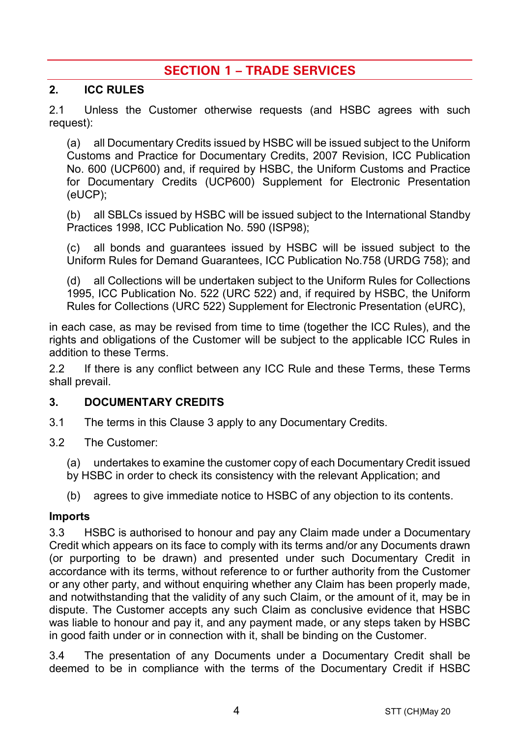## SECTION 1 – TRADE SERVICES

### 2. ICC RULES

2.1 Unless the Customer otherwise requests (and HSBC agrees with such request):

(a) all Documentary Credits issued by HSBC will be issued subject to the Uniform Customs and Practice for Documentary Credits, 2007 Revision, ICC Publication No. 600 (UCP600) and, if required by HSBC, the Uniform Customs and Practice for Documentary Credits (UCP600) Supplement for Electronic Presentation (eUCP);

(b) all SBLCs issued by HSBC will be issued subject to the International Standby Practices 1998, ICC Publication No. 590 (ISP98);

(c) all bonds and guarantees issued by HSBC will be issued subject to the Uniform Rules for Demand Guarantees, ICC Publication No.758 (URDG 758); and

(d) all Collections will be undertaken subject to the Uniform Rules for Collections 1995, ICC Publication No. 522 (URC 522) and, if required by HSBC, the Uniform Rules for Collections (URC 522) Supplement for Electronic Presentation (eURC),

in each case, as may be revised from time to time (together the ICC Rules), and the rights and obligations of the Customer will be subject to the applicable ICC Rules in addition to these Terms.

2.2 If there is any conflict between any ICC Rule and these Terms, these Terms shall prevail.

### 3. DOCUMENTARY CREDITS

3.1 The terms in this Clause 3 apply to any Documentary Credits.

3.2 The Customer:

(a) undertakes to examine the customer copy of each Documentary Credit issued by HSBC in order to check its consistency with the relevant Application; and

(b) agrees to give immediate notice to HSBC of any objection to its contents.

**Imports**

3.3 HSBC is authorised to honour and pay any Claim made under a Documentary Credit which appears on its face to comply with its terms and/or any Documents drawn (or purporting to be drawn) and presented under such Documentary Credit in accordance with its terms, without reference to or further authority from the Customer or any other party, and without enquiring whether any Claim has been properly made, and notwithstanding that the validity of any such Claim, or the amount of it, may be in dispute. The Customer accepts any such Claim as conclusive evidence that HSBC was liable to honour and pay it, and any payment made, or any steps taken by HSBC in good faith under or in connection with it, shall be binding on the Customer.

3.4 The presentation of any Documents under a Documentary Credit shall be deemed to be in compliance with the terms of the Documentary Credit if HSBC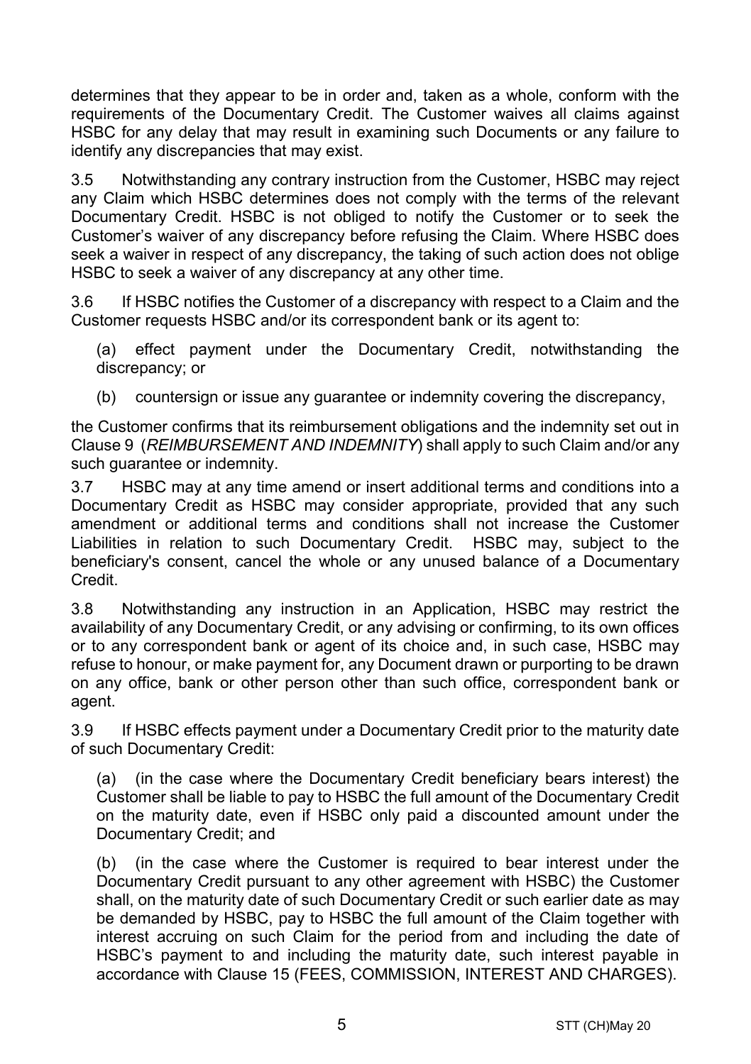determines that they appear to be in order and, taken as a whole, conform with the requirements of the Documentary Credit. The Customer waives all claims against HSBC for any delay that may result in examining such Documents or any failure to identify any discrepancies that may exist.

3.5 Notwithstanding any contrary instruction from the Customer, HSBC may reject any Claim which HSBC determines does not comply with the terms of the relevant Documentary Credit. HSBC is not obliged to notify the Customer or to seek the Customer's waiver of any discrepancy before refusing the Claim. Where HSBC does seek a waiver in respect of any discrepancy, the taking of such action does not oblige HSBC to seek a waiver of any discrepancy at any other time.

3.6 If HSBC notifies the Customer of a discrepancy with respect to a Claim and the Customer requests HSBC and/or its correspondent bank or its agent to:

(a) effect payment under the Documentary Credit, notwithstanding the discrepancy; or

(b) countersign or issue any guarantee or indemnity covering the discrepancy,

the Customer confirms that its reimbursement obligations and the indemnity set out in Clause 9 (*REIMBURSEMENT AND INDEMNITY*) shall apply to such Claim and/or any such guarantee or indemnity.

3.7 HSBC may at any time amend or insert additional terms and conditions into a Documentary Credit as HSBC may consider appropriate, provided that any such amendment or additional terms and conditions shall not increase the Customer Liabilities in relation to such Documentary Credit. HSBC may, subject to the beneficiary's consent, cancel the whole or any unused balance of a Documentary Credit.

3.8 Notwithstanding any instruction in an Application, HSBC may restrict the availability of any Documentary Credit, or any advising or confirming, to its own offices or to any correspondent bank or agent of its choice and, in such case, HSBC may refuse to honour, or make payment for, any Document drawn or purporting to be drawn on any office, bank or other person other than such office, correspondent bank or agent.

3.9 If HSBC effects payment under a Documentary Credit prior to the maturity date of such Documentary Credit:

(a) (in the case where the Documentary Credit beneficiary bears interest) the Customer shall be liable to pay to HSBC the full amount of the Documentary Credit on the maturity date, even if HSBC only paid a discounted amount under the Documentary Credit; and

(b) (in the case where the Customer is required to bear interest under the Documentary Credit pursuant to any other agreement with HSBC) the Customer shall, on the maturity date of such Documentary Credit or such earlier date as may be demanded by HSBC, pay to HSBC the full amount of the Claim together with interest accruing on such Claim for the period from and including the date of HSBC's payment to and including the maturity date, such interest payable in accordance with Clause 15 (FEES, COMMISSION, INTEREST AND CHARGES).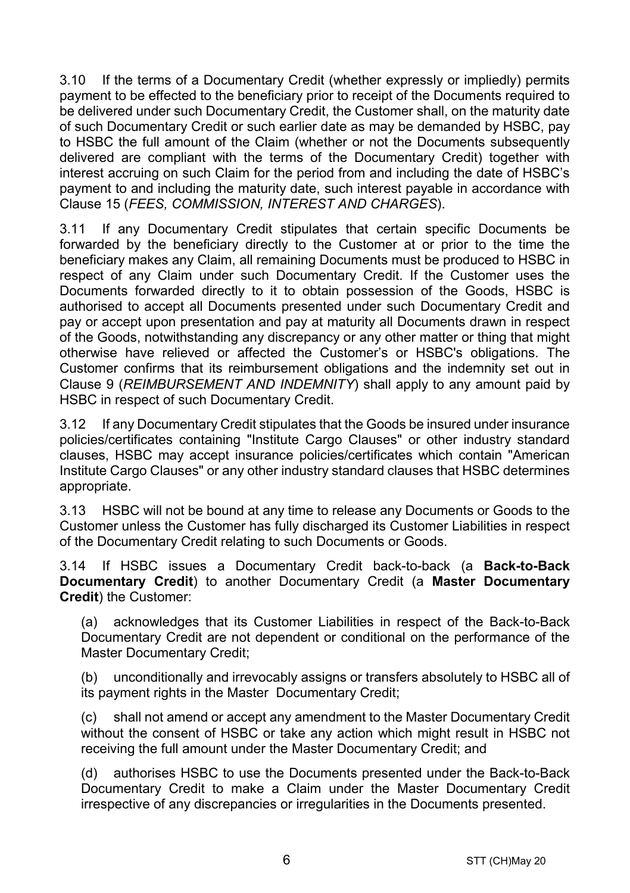3.10 If the terms of a Documentary Credit (whether expressly or impliedly) permits payment to be effected to the beneficiary prior to receipt of the Documents required to be delivered under such Documentary Credit, the Customer shall, on the maturity date of such Documentary Credit or such earlier date as may be demanded by HSBC, pay to HSBC the full amount of the Claim (whether or not the Documents subsequently delivered are compliant with the terms of the Documentary Credit) together with interest accruing on such Claim for the period from and including the date of HSBC's payment to and including the maturity date, such interest payable in accordance with Clause 15 (*FEES, COMMISSION, INTEREST AND CHARGES*).

3.11 If any Documentary Credit stipulates that certain specific Documents be forwarded by the beneficiary directly to the Customer at or prior to the time the beneficiary makes any Claim, all remaining Documents must be produced to HSBC in respect of any Claim under such Documentary Credit. If the Customer uses the Documents forwarded directly to it to obtain possession of the Goods, HSBC is authorised to accept all Documents presented under such Documentary Credit and pay or accept upon presentation and pay at maturity all Documents drawn in respect of the Goods, notwithstanding any discrepancy or any other matter or thing that might otherwise have relieved or affected the Customer's or HSBC's obligations. The Customer confirms that its reimbursement obligations and the indemnity set out in Clause 9 (*REIMBURSEMENT AND INDEMNITY*) shall apply to any amount paid by HSBC in respect of such Documentary Credit.

3.12 If any Documentary Credit stipulates that the Goods be insured under insurance policies/certificates containing "Institute Cargo Clauses" or other industry standard clauses, HSBC may accept insurance policies/certificates which contain "American Institute Cargo Clauses" or any other industry standard clauses that HSBC determines appropriate.

3.13 HSBC will not be bound at any time to release any Documents or Goods to the Customer unless the Customer has fully discharged its Customer Liabilities in respect of the Documentary Credit relating to such Documents or Goods.

3.14 If HSBC issues a Documentary Credit back-to-back (a **Back-to-Back Documentary Credit**) to another Documentary Credit (a **Master Documentary Credit**) the Customer:

(a) acknowledges that its Customer Liabilities in respect of the Back-to-Back Documentary Credit are not dependent or conditional on the performance of the Master Documentary Credit;

(b) unconditionally and irrevocably assigns or transfers absolutely to HSBC all of its payment rights in the Master Documentary Credit;

(c) shall not amend or accept any amendment to the Master Documentary Credit without the consent of HSBC or take any action which might result in HSBC not receiving the full amount under the Master Documentary Credit; and

(d) authorises HSBC to use the Documents presented under the Back-to-Back Documentary Credit to make a Claim under the Master Documentary Credit irrespective of any discrepancies or irregularities in the Documents presented.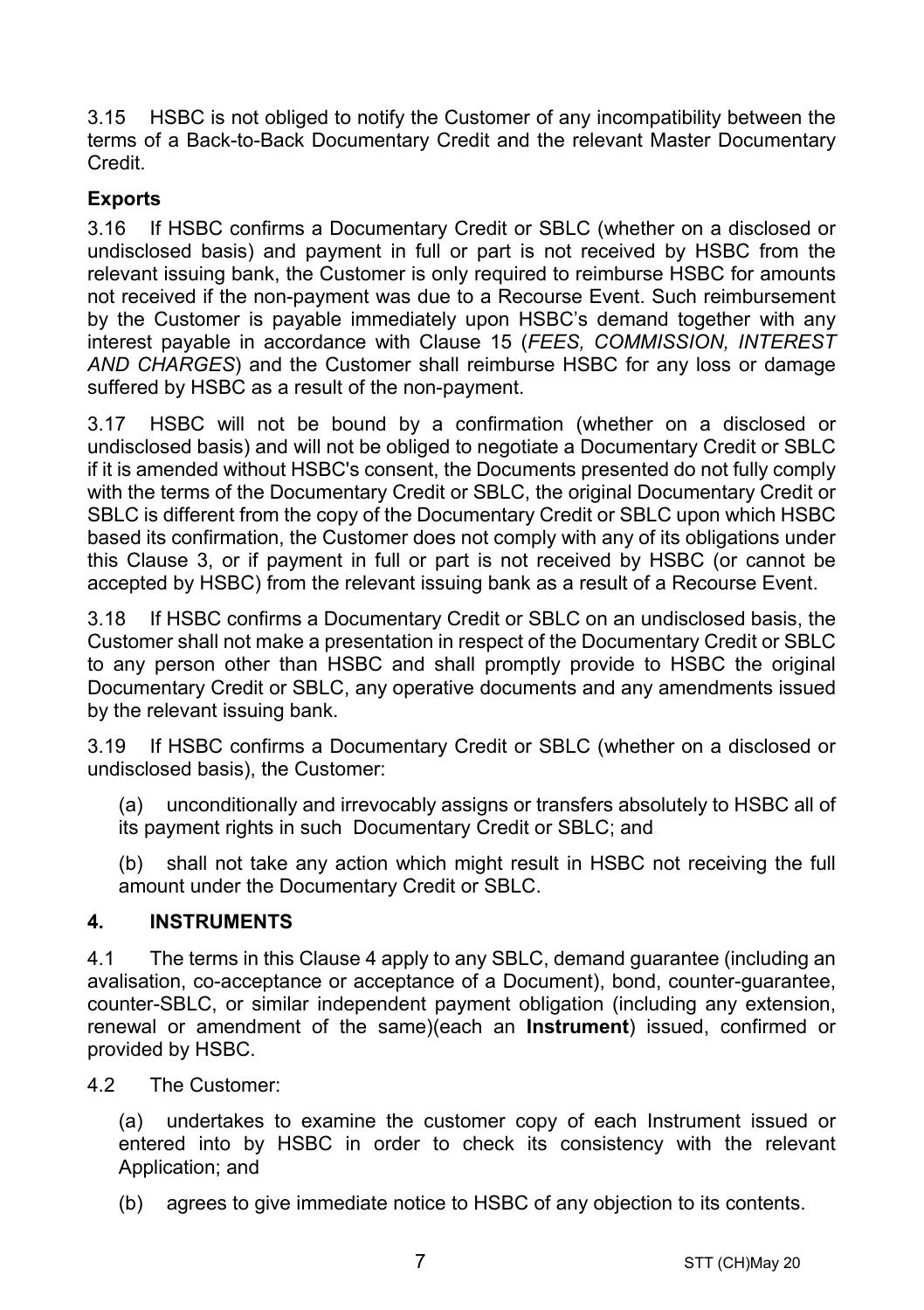3.15 HSBC is not obliged to notify the Customer of any incompatibility between the terms of a Back-to-Back Documentary Credit and the relevant Master Documentary Credit.

**Exports**

3.16 If HSBC confirms a Documentary Credit or SBLC (whether on a disclosed or undisclosed basis) and payment in full or part is not received by HSBC from the relevant issuing bank, the Customer is only required to reimburse HSBC for amounts not received if the non-payment was due to a Recourse Event. Such reimbursement by the Customer is payable immediately upon HSBC's demand together with any interest payable in accordance with Clause 15 (*FEES, COMMISSION, INTEREST AND CHARGES*) and the Customer shall reimburse HSBC for any loss or damage suffered by HSBC as a result of the non-payment.

3.17 HSBC will not be bound by a confirmation (whether on a disclosed or undisclosed basis) and will not be obliged to negotiate a Documentary Credit or SBLC if it is amended without HSBC's consent, the Documents presented do not fully comply with the terms of the Documentary Credit or SBLC, the original Documentary Credit or SBLC is different from the copy of the Documentary Credit or SBLC upon which HSBC based its confirmation, the Customer does not comply with any of its obligations under this Clause 3, or if payment in full or part is not received by HSBC (or cannot be accepted by HSBC) from the relevant issuing bank as a result of a Recourse Event.

3.18 If HSBC confirms a Documentary Credit or SBLC on an undisclosed basis, the Customer shall not make a presentation in respect of the Documentary Credit or SBLC to any person other than HSBC and shall promptly provide to HSBC the original Documentary Credit or SBLC, any operative documents and any amendments issued by the relevant issuing bank.

3.19 If HSBC confirms a Documentary Credit or SBLC (whether on a disclosed or undisclosed basis), the Customer:

(a) unconditionally and irrevocably assigns or transfers absolutely to HSBC all of its payment rights in such Documentary Credit or SBLC; and

(b) shall not take any action which might result in HSBC not receiving the full amount under the Documentary Credit or SBLC.

## 4. INSTRUMENTS

4.1 The terms in this Clause 4 apply to any SBLC, demand guarantee (including an avalisation, co-acceptance or acceptance of a Document), bond, counter-guarantee, counter-SBLC, or similar independent payment obligation (including any extension, renewal or amendment of the same)(each an **Instrument**) issued, confirmed or provided by HSBC.

4.2 The Customer:

(a) undertakes to examine the customer copy of each Instrument issued or entered into by HSBC in order to check its consistency with the relevant Application; and

(b) agrees to give immediate notice to HSBC of any objection to its contents.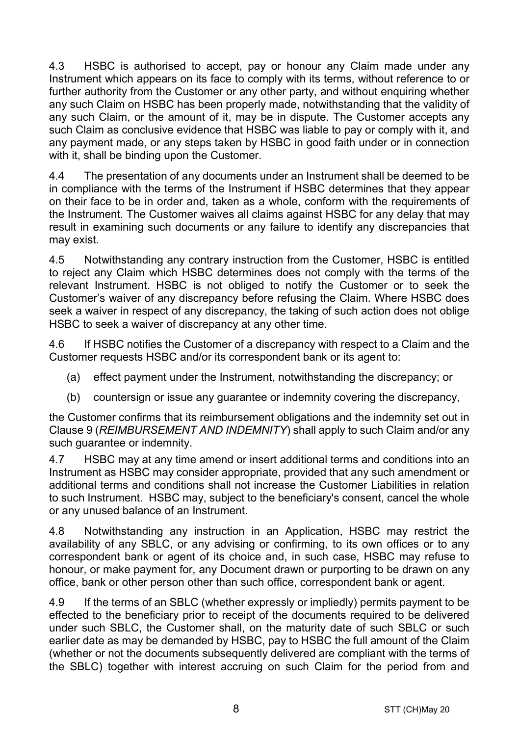4.3 HSBC is authorised to accept, pay or honour any Claim made under any Instrument which appears on its face to comply with its terms, without reference to or further authority from the Customer or any other party, and without enquiring whether any such Claim on HSBC has been properly made, notwithstanding that the validity of any such Claim, or the amount of it, may be in dispute. The Customer accepts any such Claim as conclusive evidence that HSBC was liable to pay or comply with it, and any payment made, or any steps taken by HSBC in good faith under or in connection with it, shall be binding upon the Customer.

4.4 The presentation of any documents under an Instrument shall be deemed to be in compliance with the terms of the Instrument if HSBC determines that they appear on their face to be in order and, taken as a whole, conform with the requirements of the Instrument. The Customer waives all claims against HSBC for any delay that may result in examining such documents or any failure to identify any discrepancies that may exist.

4.5 Notwithstanding any contrary instruction from the Customer, HSBC is entitled to reject any Claim which HSBC determines does not comply with the terms of the relevant Instrument. HSBC is not obliged to notify the Customer or to seek the Customer's waiver of any discrepancy before refusing the Claim. Where HSBC does seek a waiver in respect of any discrepancy, the taking of such action does not oblige HSBC to seek a waiver of discrepancy at any other time.

4.6 If HSBC notifies the Customer of a discrepancy with respect to a Claim and the Customer requests HSBC and/or its correspondent bank or its agent to:

(a) effect payment under the Instrument, notwithstanding the discrepancy; or

(b) countersign or issue any guarantee or indemnity covering the discrepancy,

the Customer confirms that its reimbursement obligations and the indemnity set out in Clause 9 (*REIMBURSEMENT AND INDEMNITY*) shall apply to such Claim and/or any such guarantee or indemnity.

4.7 HSBC may at any time amend or insert additional terms and conditions into an Instrument as HSBC may consider appropriate, provided that any such amendment or additional terms and conditions shall not increase the Customer Liabilities in relation to such Instrument. HSBC may, subject to the beneficiary's consent, cancel the whole or any unused balance of an Instrument.

4.8 Notwithstanding any instruction in an Application, HSBC may restrict the availability of any SBLC, or any advising or confirming, to its own offices or to any correspondent bank or agent of its choice and, in such case, HSBC may refuse to honour, or make payment for, any Document drawn or purporting to be drawn on any office, bank or other person other than such office, correspondent bank or agent.

4.9 If the terms of an SBLC (whether expressly or impliedly) permits payment to be effected to the beneficiary prior to receipt of the documents required to be delivered under such SBLC, the Customer shall, on the maturity date of such SBLC or such earlier date as may be demanded by HSBC, pay to HSBC the full amount of the Claim (whether or not the documents subsequently delivered are compliant with the terms of the SBLC) together with interest accruing on such Claim for the period from and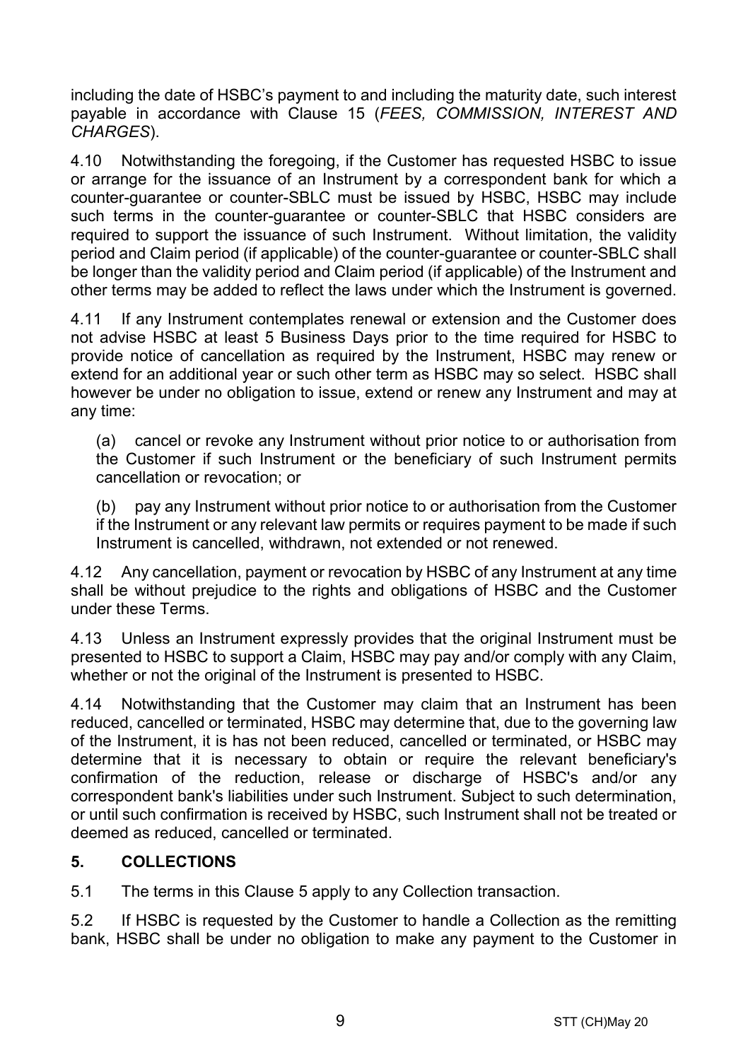including the date of HSBC's payment to and including the maturity date, such interest payable in accordance with Clause 15 (*FEES, COMMISSION, INTEREST AND CHARGES*).

4.10 Notwithstanding the foregoing, if the Customer has requested HSBC to issue or arrange for the issuance of an Instrument by a correspondent bank for which a counter-guarantee or counter-SBLC must be issued by HSBC, HSBC may include such terms in the counter-guarantee or counter-SBLC that HSBC considers are required to support the issuance of such Instrument. Without limitation, the validity period and Claim period (if applicable) of the counter-guarantee or counter-SBLC shall be longer than the validity period and Claim period (if applicable) of the Instrument and other terms may be added to reflect the laws under which the Instrument is governed.

4.11 If any Instrument contemplates renewal or extension and the Customer does not advise HSBC at least 5 Business Days prior to the time required for HSBC to provide notice of cancellation as required by the Instrument, HSBC may renew or extend for an additional year or such other term as HSBC may so select. HSBC shall however be under no obligation to issue, extend or renew any Instrument and may at any time:

(a) cancel or revoke any Instrument without prior notice to or authorisation from the Customer if such Instrument or the beneficiary of such Instrument permits cancellation or revocation; or

(b) pay any Instrument without prior notice to or authorisation from the Customer if the Instrument or any relevant law permits or requires payment to be made if such Instrument is cancelled, withdrawn, not extended or not renewed.

4.12 Any cancellation, payment or revocation by HSBC of any Instrument at any time shall be without prejudice to the rights and obligations of HSBC and the Customer under these Terms.

4.13 Unless an Instrument expressly provides that the original Instrument must be presented to HSBC to support a Claim, HSBC may pay and/or comply with any Claim, whether or not the original of the Instrument is presented to HSBC.

4.14 Notwithstanding that the Customer may claim that an Instrument has been reduced, cancelled or terminated, HSBC may determine that, due to the governing law of the Instrument, it is has not been reduced, cancelled or terminated, or HSBC may determine that it is necessary to obtain or require the relevant beneficiary's confirmation of the reduction, release or discharge of HSBC's and/or any correspondent bank's liabilities under such Instrument. Subject to such determination, or until such confirmation is received by HSBC, such Instrument shall not be treated or deemed as reduced, cancelled or terminated.

## 5. COLLECTIONS

5.1 The terms in this Clause 5 apply to any Collection transaction.

5.2 If HSBC is requested by the Customer to handle a Collection as the remitting bank, HSBC shall be under no obligation to make any payment to the Customer in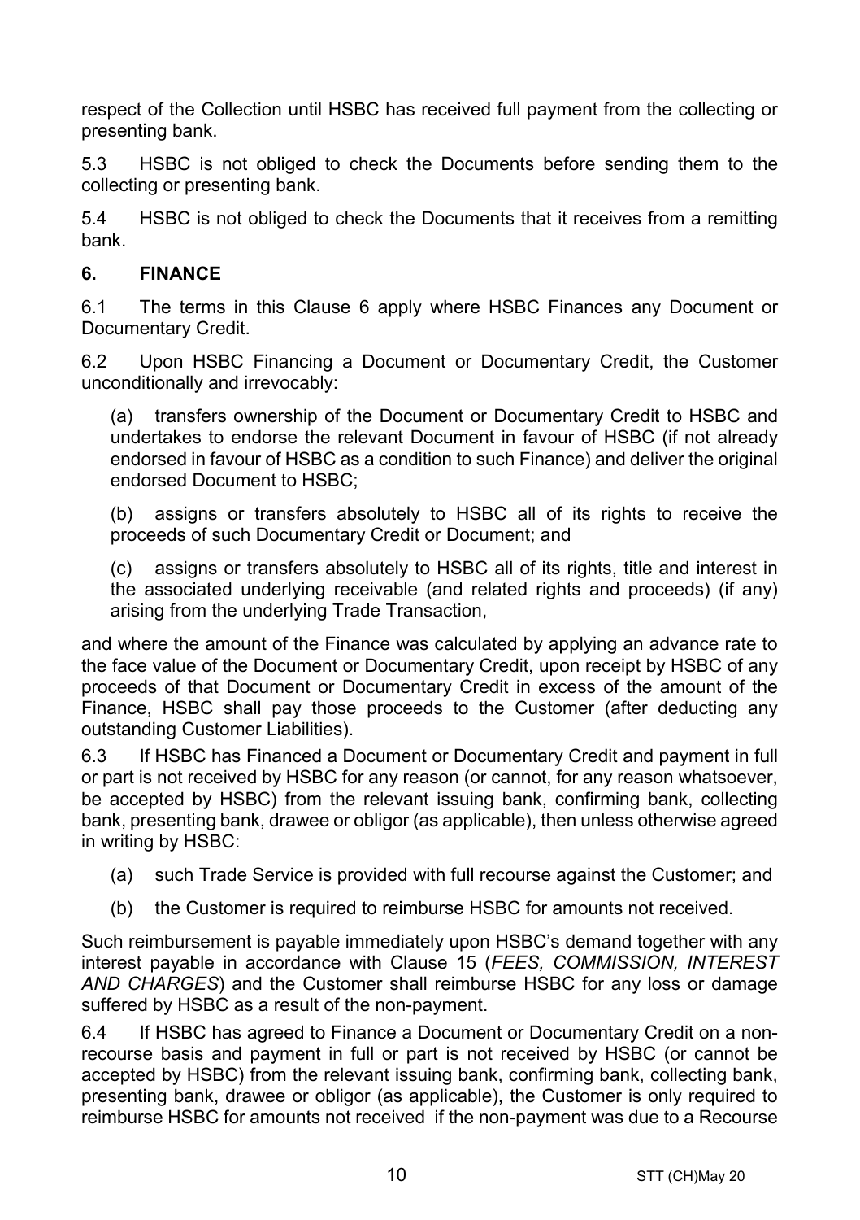respect of the Collection until HSBC has received full payment from the collecting or presenting bank.

5.3 HSBC is not obliged to check the Documents before sending them to the collecting or presenting bank.

5.4 HSBC is not obliged to check the Documents that it receives from a remitting bank.

## 6. FINANCE

6.1 The terms in this Clause 6 apply where HSBC Finances any Document or Documentary Credit.

6.2 Upon HSBC Financing a Document or Documentary Credit, the Customer unconditionally and irrevocably:

(a) transfers ownership of the Document or Documentary Credit to HSBC and undertakes to endorse the relevant Document in favour of HSBC (if not already endorsed in favour of HSBC as a condition to such Finance) and deliver the original endorsed Document to HSBC;

(b) assigns or transfers absolutely to HSBC all of its rights to receive the proceeds of such Documentary Credit or Document; and

(c) assigns or transfers absolutely to HSBC all of its rights, title and interest in the associated underlying receivable (and related rights and proceeds) (if any) arising from the underlying Trade Transaction,

and where the amount of the Finance was calculated by applying an advance rate to the face value of the Document or Documentary Credit, upon receipt by HSBC of any proceeds of that Document or Documentary Credit in excess of the amount of the Finance, HSBC shall pay those proceeds to the Customer (after deducting any outstanding Customer Liabilities).

6.3 If HSBC has Financed a Document or Documentary Credit and payment in full or part is not received by HSBC for any reason (or cannot, for any reason whatsoever, be accepted by HSBC) from the relevant issuing bank, confirming bank, collecting bank, presenting bank, drawee or obligor (as applicable), then unless otherwise agreed in writing by HSBC:

(a) such Trade Service is provided with full recourse against the Customer; and

(b) the Customer is required to reimburse HSBC for amounts not received.

Such reimbursement is payable immediately upon HSBC's demand together with any interest payable in accordance with Clause 15 (*FEES, COMMISSION, INTEREST AND CHARGES*) and the Customer shall reimburse HSBC for any loss or damage suffered by HSBC as a result of the non-payment.

6.4 If HSBC has agreed to Finance a Document or Documentary Credit on a non-recourse basis and payment in full or part is not received by HSBC (or cannot be accepted by HSBC) from the relevant issuing bank, confirming bank, collecting bank, presenting bank, drawee or obligor (as applicable), the Customer is only required to reimburse HSBC for amounts not received if the non-payment was due to a Recourse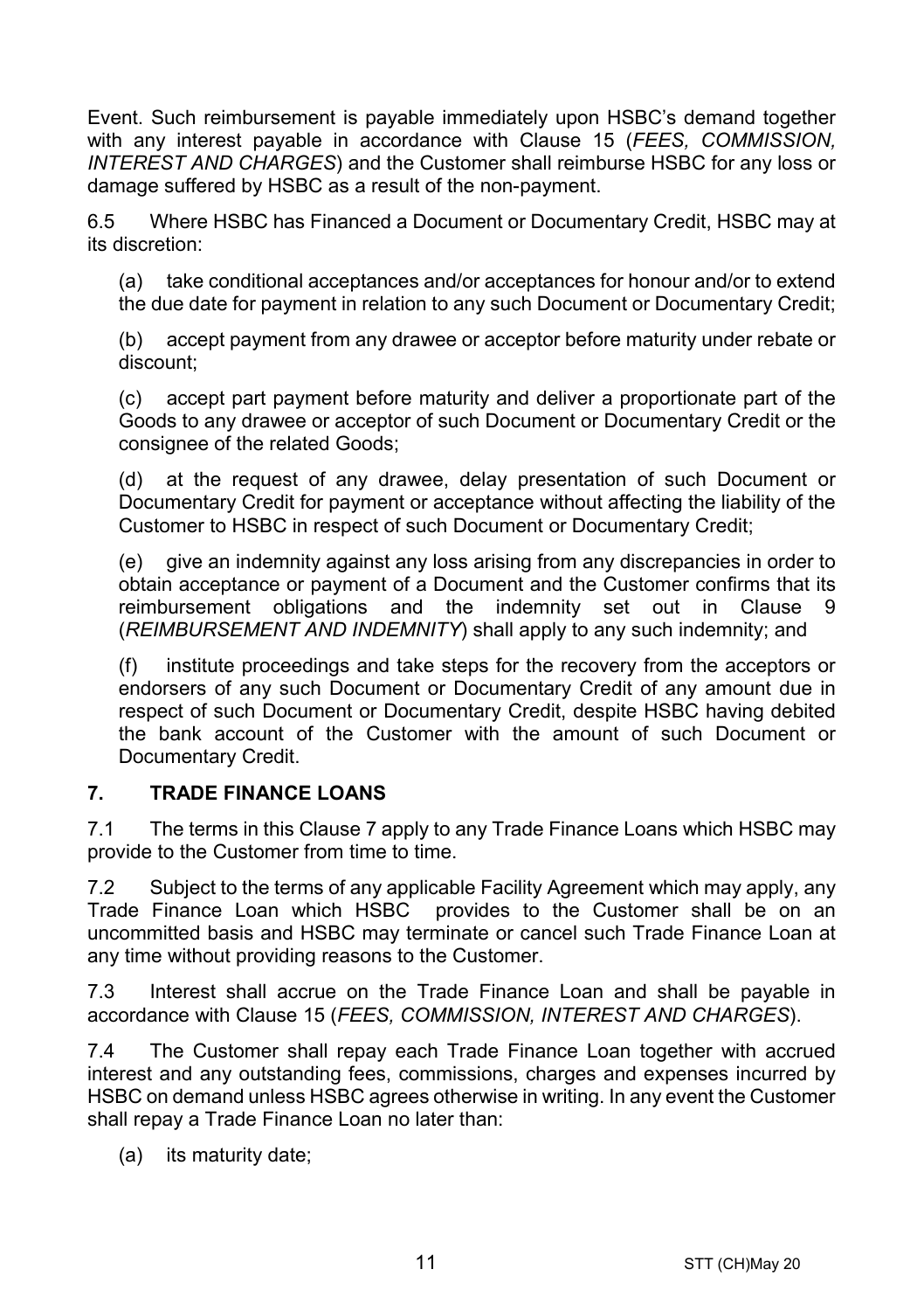Event. Such reimbursement is payable immediately upon HSBC's demand together with any interest payable in accordance with Clause 15 (*FEES, COMMISSION, INTEREST AND CHARGES*) and the Customer shall reimburse HSBC for any loss or damage suffered by HSBC as a result of the non-payment.

6.5 Where HSBC has Financed a Document or Documentary Credit, HSBC may at its discretion:

(a) take conditional acceptances and/or acceptances for honour and/or to extend the due date for payment in relation to any such Document or Documentary Credit;

(b) accept payment from any drawee or acceptor before maturity under rebate or discount;

(c) accept part payment before maturity and deliver a proportionate part of the Goods to any drawee or acceptor of such Document or Documentary Credit or the consignee of the related Goods;

(d) at the request of any drawee, delay presentation of such Document or Documentary Credit for payment or acceptance without affecting the liability of the Customer to HSBC in respect of such Document or Documentary Credit;

(e) give an indemnity against any loss arising from any discrepancies in order to obtain acceptance or payment of a Document and the Customer confirms that its reimbursement obligations and the indemnity set out in Clause 9 (*REIMBURSEMENT AND INDEMNITY*) shall apply to any such indemnity; and

(f) institute proceedings and take steps for the recovery from the acceptors or endorsers of any such Document or Documentary Credit of any amount due in respect of such Document or Documentary Credit, despite HSBC having debited the bank account of the Customer with the amount of such Document or Documentary Credit.

## 7. TRADE FINANCE LOANS

7.1 The terms in this Clause 7 apply to any Trade Finance Loans which HSBC may provide to the Customer from time to time.

7.2 Subject to the terms of any applicable Facility Agreement which may apply, any Trade Finance Loan which HSBC provides to the Customer shall be on an uncommitted basis and HSBC may terminate or cancel such Trade Finance Loan at any time without providing reasons to the Customer.

7.3 Interest shall accrue on the Trade Finance Loan and shall be payable in accordance with Clause 15 (*FEES, COMMISSION, INTEREST AND CHARGES*).

7.4 The Customer shall repay each Trade Finance Loan together with accrued interest and any outstanding fees, commissions, charges and expenses incurred by HSBC on demand unless HSBC agrees otherwise in writing. In any event the Customer shall repay a Trade Finance Loan no later than:

(a) its maturity date;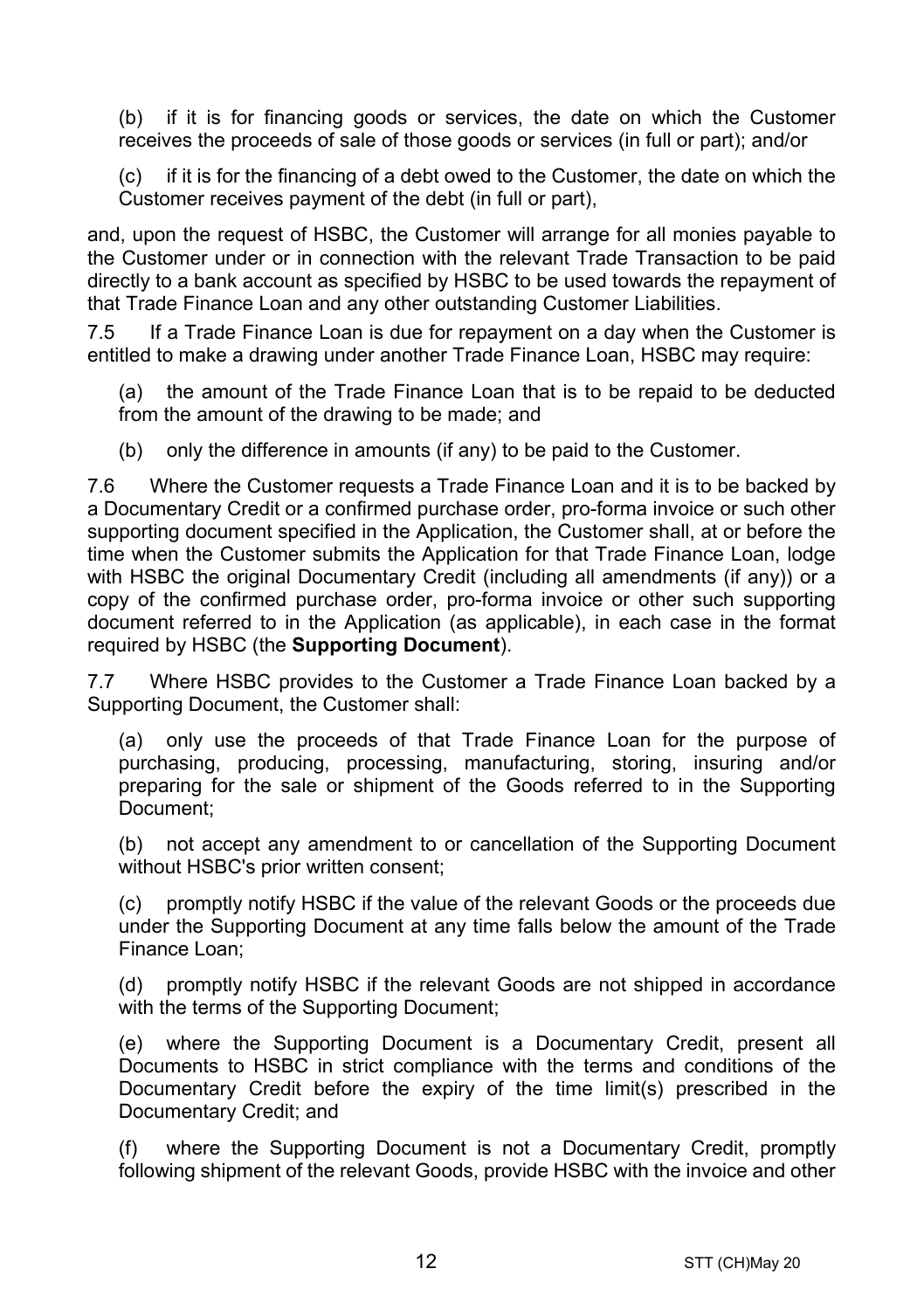(b) if it is for financing goods or services, the date on which the Customer receives the proceeds of sale of those goods or services (in full or part); and/or

(c) if it is for the financing of a debt owed to the Customer, the date on which the Customer receives payment of the debt (in full or part),

and, upon the request of HSBC, the Customer will arrange for all monies payable to the Customer under or in connection with the relevant Trade Transaction to be paid directly to a bank account as specified by HSBC to be used towards the repayment of that Trade Finance Loan and any other outstanding Customer Liabilities.

7.5 If a Trade Finance Loan is due for repayment on a day when the Customer is entitled to make a drawing under another Trade Finance Loan, HSBC may require:

(a) the amount of the Trade Finance Loan that is to be repaid to be deducted from the amount of the drawing to be made; and

(b) only the difference in amounts (if any) to be paid to the Customer.

7.6 Where the Customer requests a Trade Finance Loan and it is to be backed by a Documentary Credit or a confirmed purchase order, pro-forma invoice or such other supporting document specified in the Application, the Customer shall, at or before the time when the Customer submits the Application for that Trade Finance Loan, lodge with HSBC the original Documentary Credit (including all amendments (if any)) or a copy of the confirmed purchase order, pro-forma invoice or other such supporting document referred to in the Application (as applicable), in each case in the format required by HSBC (the **Supporting Document**).

7.7 Where HSBC provides to the Customer a Trade Finance Loan backed by a Supporting Document, the Customer shall:

(a) only use the proceeds of that Trade Finance Loan for the purpose of purchasing, producing, processing, manufacturing, storing, insuring and/or preparing for the sale or shipment of the Goods referred to in the Supporting Document;

(b) not accept any amendment to or cancellation of the Supporting Document without HSBC's prior written consent;

(c) promptly notify HSBC if the value of the relevant Goods or the proceeds due under the Supporting Document at any time falls below the amount of the Trade Finance Loan;

(d) promptly notify HSBC if the relevant Goods are not shipped in accordance with the terms of the Supporting Document;

(e) where the Supporting Document is a Documentary Credit, present all Documents to HSBC in strict compliance with the terms and conditions of the Documentary Credit before the expiry of the time limit(s) prescribed in the Documentary Credit; and

(f) where the Supporting Document is not a Documentary Credit, promptly following shipment of the relevant Goods, provide HSBC with the invoice and other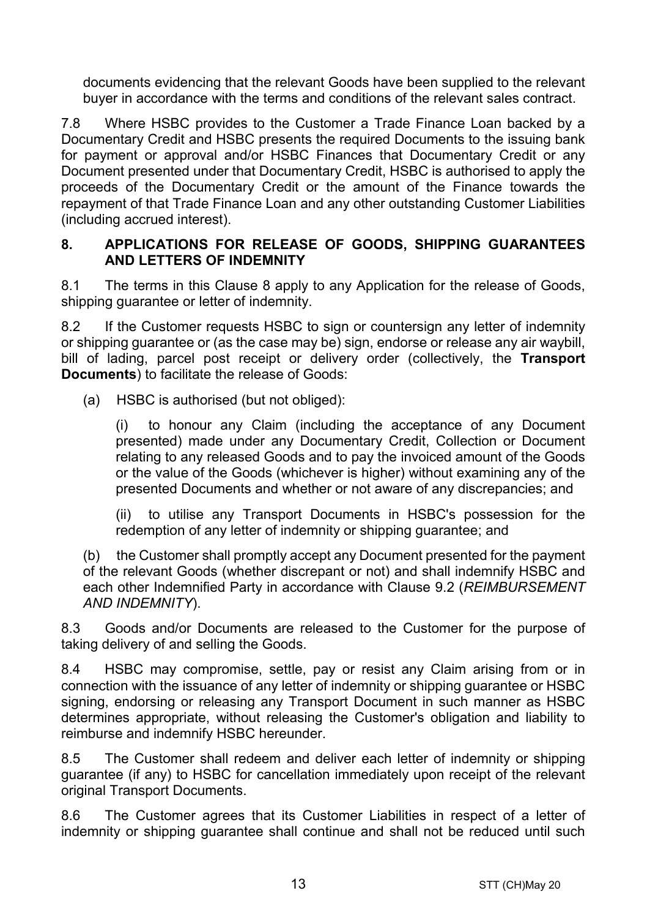documents evidencing that the relevant Goods have been supplied to the relevant buyer in accordance with the terms and conditions of the relevant sales contract.

7.8 Where HSBC provides to the Customer a Trade Finance Loan backed by a Documentary Credit and HSBC presents the required Documents to the issuing bank for payment or approval and/or HSBC Finances that Documentary Credit or any Document presented under that Documentary Credit, HSBC is authorised to apply the proceeds of the Documentary Credit or the amount of the Finance towards the repayment of that Trade Finance Loan and any other outstanding Customer Liabilities (including accrued interest).

## 8. APPLICATIONS FOR RELEASE OF GOODS, SHIPPING GUARANTEES AND LETTERS OF INDEMNITY

8.1 The terms in this Clause 8 apply to any Application for the release of Goods, shipping guarantee or letter of indemnity.

8.2 If the Customer requests HSBC to sign or countersign any letter of indemnity or shipping guarantee or (as the case may be) sign, endorse or release any air waybill, bill of lading, parcel post receipt or delivery order (collectively, the **Transport Documents**) to facilitate the release of Goods:

(a) HSBC is authorised (but not obliged):

(i) to honour any Claim (including the acceptance of any Document presented) made under any Documentary Credit, Collection or Document relating to any released Goods and to pay the invoiced amount of the Goods or the value of the Goods (whichever is higher) without examining any of the presented Documents and whether or not aware of any discrepancies; and

(ii) to utilise any Transport Documents in HSBC's possession for the redemption of any letter of indemnity or shipping guarantee; and

(b) the Customer shall promptly accept any Document presented for the payment of the relevant Goods (whether discrepant or not) and shall indemnify HSBC and each other Indemnified Party in accordance with Clause 9.2 (*REIMBURSEMENT AND INDEMNITY*).

8.3 Goods and/or Documents are released to the Customer for the purpose of taking delivery of and selling the Goods.

8.4 HSBC may compromise, settle, pay or resist any Claim arising from or in connection with the issuance of any letter of indemnity or shipping guarantee or HSBC signing, endorsing or releasing any Transport Document in such manner as HSBC determines appropriate, without releasing the Customer's obligation and liability to reimburse and indemnify HSBC hereunder.

8.5 The Customer shall redeem and deliver each letter of indemnity or shipping guarantee (if any) to HSBC for cancellation immediately upon receipt of the relevant original Transport Documents.

8.6 The Customer agrees that its Customer Liabilities in respect of a letter of indemnity or shipping guarantee shall continue and shall not be reduced until such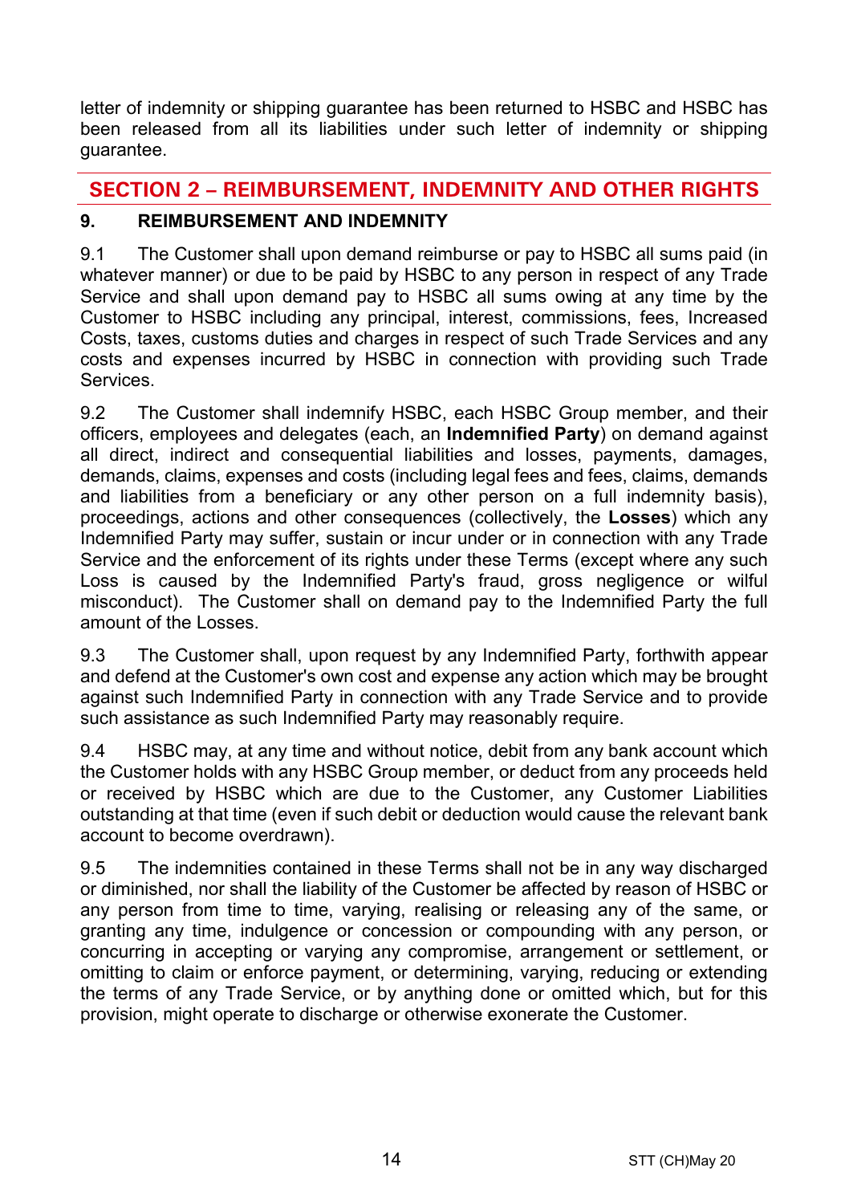letter of indemnity or shipping guarantee has been returned to HSBC and HSBC has been released from all its liabilities under such letter of indemnity or shipping guarantee.

## SECTION 2 – REIMBURSEMENT, INDEMNITY AND OTHER RIGHTS

### 9. REIMBURSEMENT AND INDEMNITY

9.1 The Customer shall upon demand reimburse or pay to HSBC all sums paid (in whatever manner) or due to be paid by HSBC to any person in respect of any Trade Service and shall upon demand pay to HSBC all sums owing at any time by the Customer to HSBC including any principal, interest, commissions, fees, Increased Costs, taxes, customs duties and charges in respect of such Trade Services and any costs and expenses incurred by HSBC in connection with providing such Trade Services.

9.2 The Customer shall indemnify HSBC, each HSBC Group member, and their officers, employees and delegates (each, an **Indemnified Party**) on demand against all direct, indirect and consequential liabilities and losses, payments, damages, demands, claims, expenses and costs (including legal fees and fees, claims, demands and liabilities from a beneficiary or any other person on a full indemnity basis), proceedings, actions and other consequences (collectively, the **Losses**) which any Indemnified Party may suffer, sustain or incur under or in connection with any Trade Service and the enforcement of its rights under these Terms (except where any such Loss is caused by the Indemnified Party's fraud, gross negligence or wilful misconduct). The Customer shall on demand pay to the Indemnified Party the full amount of the Losses.

9.3 The Customer shall, upon request by any Indemnified Party, forthwith appear and defend at the Customer's own cost and expense any action which may be brought against such Indemnified Party in connection with any Trade Service and to provide such assistance as such Indemnified Party may reasonably require.

9.4 HSBC may, at any time and without notice, debit from any bank account which the Customer holds with any HSBC Group member, or deduct from any proceeds held or received by HSBC which are due to the Customer, any Customer Liabilities outstanding at that time (even if such debit or deduction would cause the relevant bank account to become overdrawn).

9.5 The indemnities contained in these Terms shall not be in any way discharged or diminished, nor shall the liability of the Customer be affected by reason of HSBC or any person from time to time, varying, realising or releasing any of the same, or granting any time, indulgence or concession or compounding with any person, or concurring in accepting or varying any compromise, arrangement or settlement, or omitting to claim or enforce payment, or determining, varying, reducing or extending the terms of any Trade Service, or by anything done or omitted which, but for this provision, might operate to discharge or otherwise exonerate the Customer.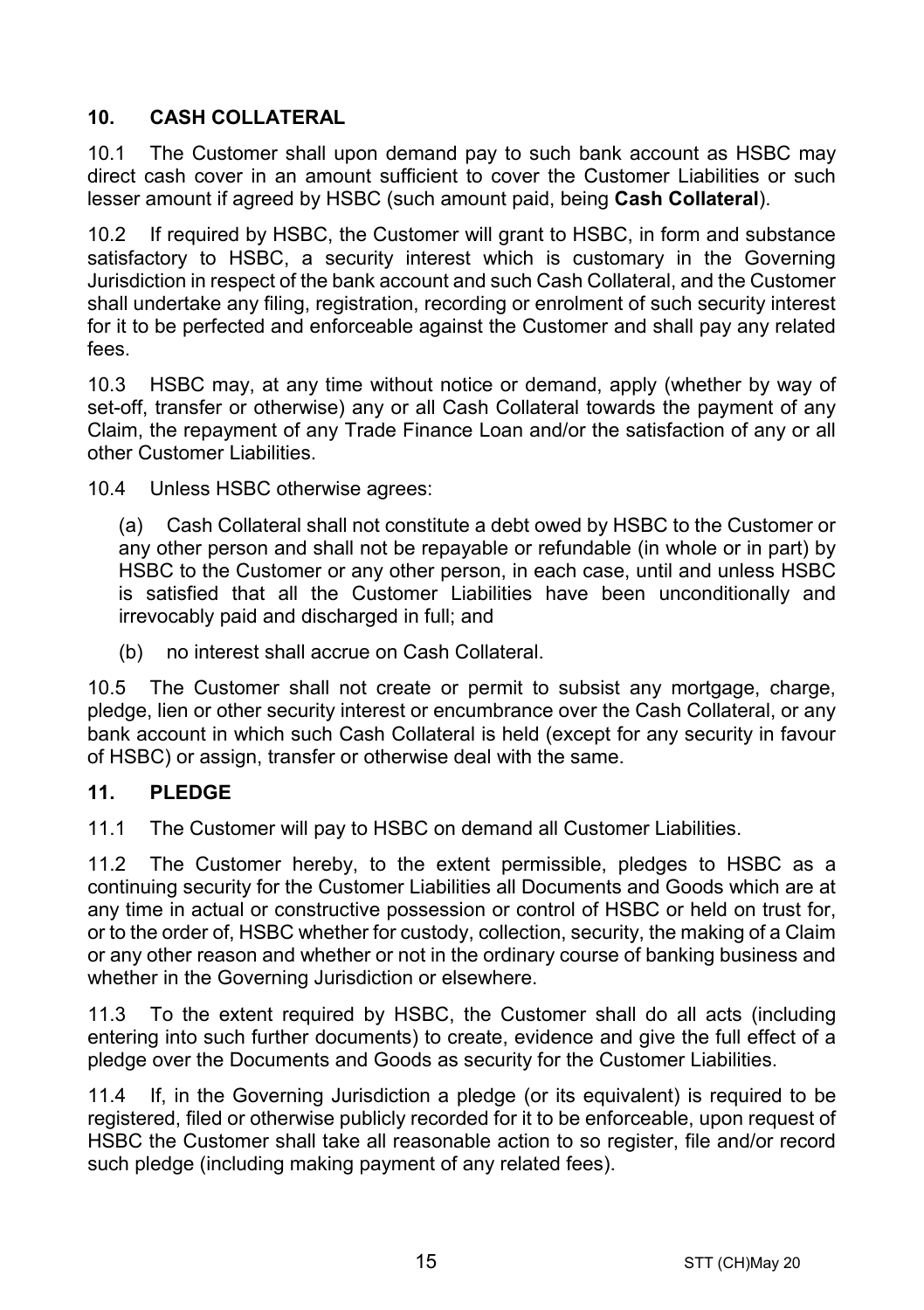## 10. CASH COLLATERAL

10.1 The Customer shall upon demand pay to such bank account as HSBC may direct cash cover in an amount sufficient to cover the Customer Liabilities or such lesser amount if agreed by HSBC (such amount paid, being **Cash Collateral**).

10.2 If required by HSBC, the Customer will grant to HSBC, in form and substance satisfactory to HSBC, a security interest which is customary in the Governing Jurisdiction in respect of the bank account and such Cash Collateral, and the Customer shall undertake any filing, registration, recording or enrolment of such security interest for it to be perfected and enforceable against the Customer and shall pay any related fees.

10.3 HSBC may, at any time without notice or demand, apply (whether by way of set-off, transfer or otherwise) any or all Cash Collateral towards the payment of any Claim, the repayment of any Trade Finance Loan and/or the satisfaction of any or all other Customer Liabilities.

10.4 Unless HSBC otherwise agrees:

(a) Cash Collateral shall not constitute a debt owed by HSBC to the Customer or any other person and shall not be repayable or refundable (in whole or in part) by HSBC to the Customer or any other person, in each case, until and unless HSBC is satisfied that all the Customer Liabilities have been unconditionally and irrevocably paid and discharged in full; and

(b) no interest shall accrue on Cash Collateral.

10.5 The Customer shall not create or permit to subsist any mortgage, charge, pledge, lien or other security interest or encumbrance over the Cash Collateral, or any bank account in which such Cash Collateral is held (except for any security in favour of HSBC) or assign, transfer or otherwise deal with the same.

## 11. PLEDGE

11.1 The Customer will pay to HSBC on demand all Customer Liabilities.

11.2 The Customer hereby, to the extent permissible, pledges to HSBC as a continuing security for the Customer Liabilities all Documents and Goods which are at any time in actual or constructive possession or control of HSBC or held on trust for, or to the order of, HSBC whether for custody, collection, security, the making of a Claim or any other reason and whether or not in the ordinary course of banking business and whether in the Governing Jurisdiction or elsewhere.

11.3 To the extent required by HSBC, the Customer shall do all acts (including entering into such further documents) to create, evidence and give the full effect of a pledge over the Documents and Goods as security for the Customer Liabilities.

11.4 If, in the Governing Jurisdiction a pledge (or its equivalent) is required to be registered, filed or otherwise publicly recorded for it to be enforceable, upon request of HSBC the Customer shall take all reasonable action to so register, file and/or record such pledge (including making payment of any related fees).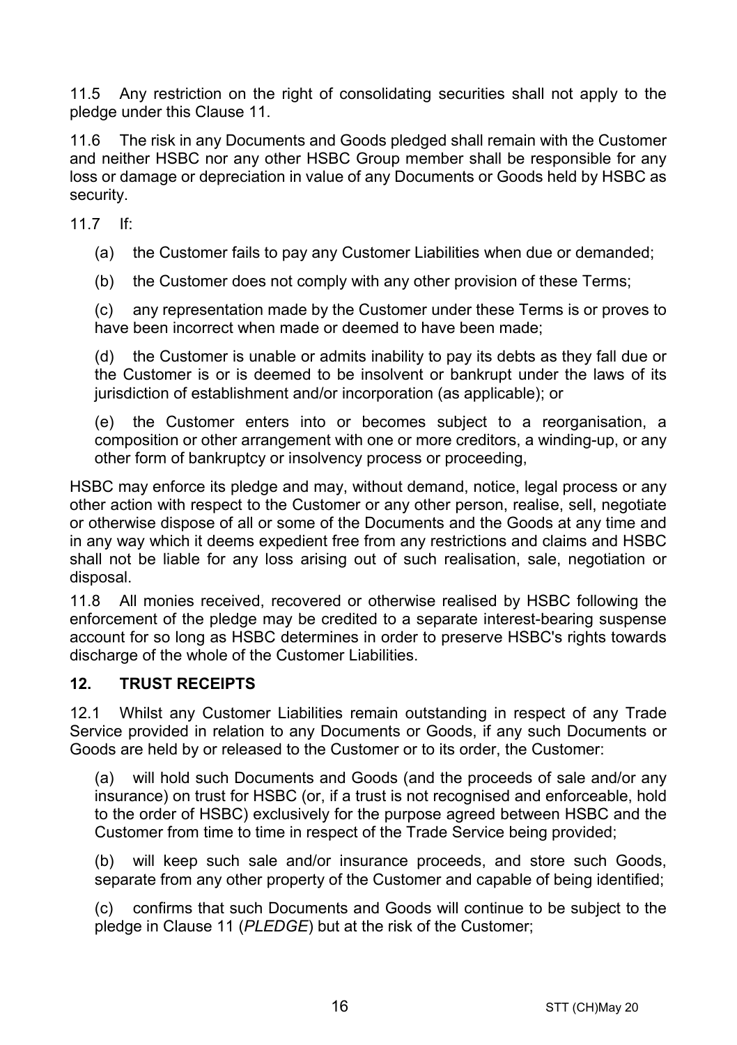11.5 Any restriction on the right of consolidating securities shall not apply to the pledge under this Clause 11.

11.6 The risk in any Documents and Goods pledged shall remain with the Customer and neither HSBC nor any other HSBC Group member shall be responsible for any loss or damage or depreciation in value of any Documents or Goods held by HSBC as security.

11.7 If:

(a) the Customer fails to pay any Customer Liabilities when due or demanded;

(b) the Customer does not comply with any other provision of these Terms;

(c) any representation made by the Customer under these Terms is or proves to have been incorrect when made or deemed to have been made;

(d) the Customer is unable or admits inability to pay its debts as they fall due or the Customer is or is deemed to be insolvent or bankrupt under the laws of its jurisdiction of establishment and/or incorporation (as applicable); or

(e) the Customer enters into or becomes subject to a reorganisation, a composition or other arrangement with one or more creditors, a winding-up, or any other form of bankruptcy or insolvency process or proceeding,

HSBC may enforce its pledge and may, without demand, notice, legal process or any other action with respect to the Customer or any other person, realise, sell, negotiate or otherwise dispose of all or some of the Documents and the Goods at any time and in any way which it deems expedient free from any restrictions and claims and HSBC shall not be liable for any loss arising out of such realisation, sale, negotiation or disposal.

11.8 All monies received, recovered or otherwise realised by HSBC following the enforcement of the pledge may be credited to a separate interest-bearing suspense account for so long as HSBC determines in order to preserve HSBC's rights towards discharge of the whole of the Customer Liabilities.

## 12. TRUST RECEIPTS

12.1 Whilst any Customer Liabilities remain outstanding in respect of any Trade Service provided in relation to any Documents or Goods, if any such Documents or Goods are held by or released to the Customer or to its order, the Customer:

(a) will hold such Documents and Goods (and the proceeds of sale and/or any insurance) on trust for HSBC (or, if a trust is not recognised and enforceable, hold to the order of HSBC) exclusively for the purpose agreed between HSBC and the Customer from time to time in respect of the Trade Service being provided;

(b) will keep such sale and/or insurance proceeds, and store such Goods, separate from any other property of the Customer and capable of being identified;

(c) confirms that such Documents and Goods will continue to be subject to the pledge in Clause 11 (*PLEDGE*) but at the risk of the Customer;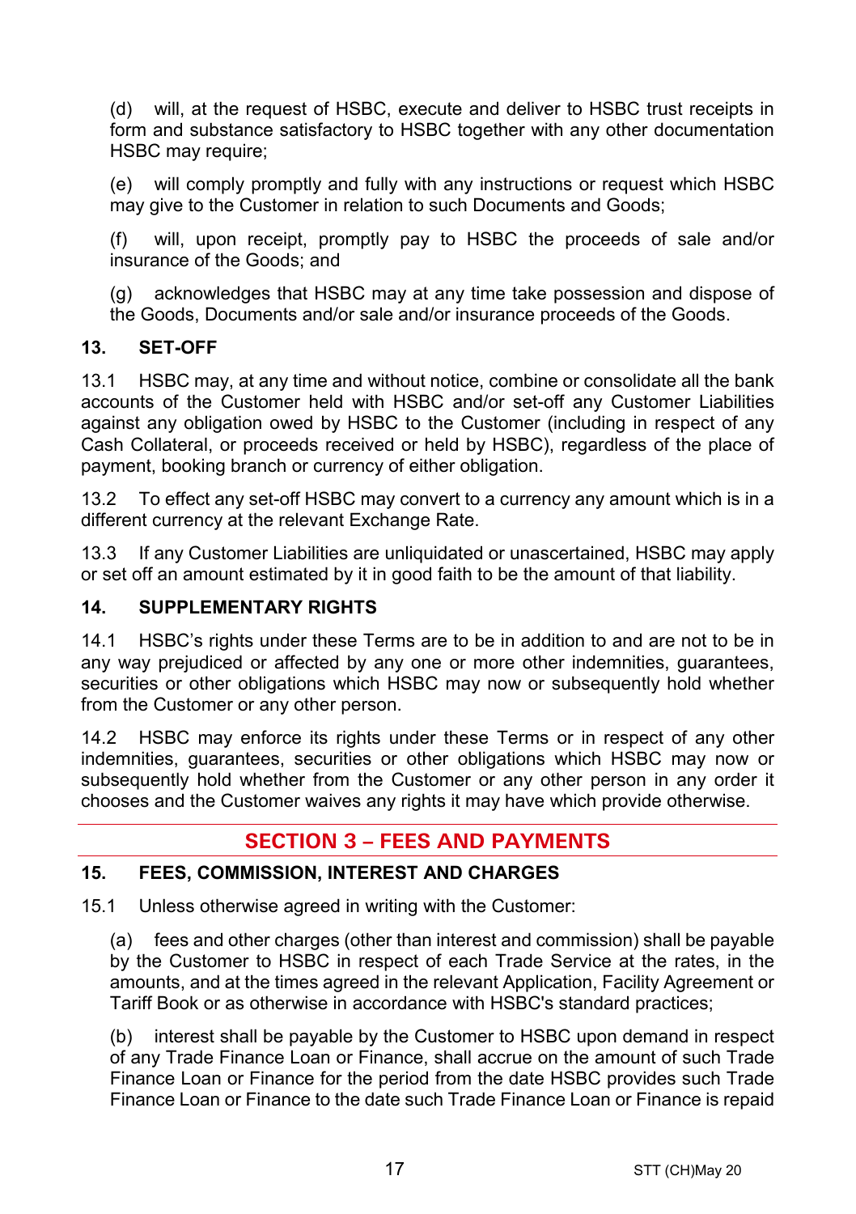(d) will, at the request of HSBC, execute and deliver to HSBC trust receipts in form and substance satisfactory to HSBC together with any other documentation HSBC may require;

(e) will comply promptly and fully with any instructions or request which HSBC may give to the Customer in relation to such Documents and Goods;

(f) will, upon receipt, promptly pay to HSBC the proceeds of sale and/or insurance of the Goods; and

(g) acknowledges that HSBC may at any time take possession and dispose of the Goods, Documents and/or sale and/or insurance proceeds of the Goods.

### 13. SET-OFF

13.1 HSBC may, at any time and without notice, combine or consolidate all the bank accounts of the Customer held with HSBC and/or set-off any Customer Liabilities against any obligation owed by HSBC to the Customer (including in respect of any Cash Collateral, or proceeds received or held by HSBC), regardless of the place of payment, booking branch or currency of either obligation.

13.2 To effect any set-off HSBC may convert to a currency any amount which is in a different currency at the relevant Exchange Rate.

13.3 If any Customer Liabilities are unliquidated or unascertained, HSBC may apply or set off an amount estimated by it in good faith to be the amount of that liability.

### 14. SUPPLEMENTARY RIGHTS

14.1 HSBC's rights under these Terms are to be in addition to and are not to be in any way prejudiced or affected by any one or more other indemnities, guarantees, securities or other obligations which HSBC may now or subsequently hold whether from the Customer or any other person.

14.2 HSBC may enforce its rights under these Terms or in respect of any other indemnities, guarantees, securities or other obligations which HSBC may now or subsequently hold whether from the Customer or any other person in any order it chooses and the Customer waives any rights it may have which provide otherwise.

## SECTION 3 – FEES AND PAYMENTS

### 15. FEES, COMMISSION, INTEREST AND CHARGES

15.1 Unless otherwise agreed in writing with the Customer:

(a) fees and other charges (other than interest and commission) shall be payable by the Customer to HSBC in respect of each Trade Service at the rates, in the amounts, and at the times agreed in the relevant Application, Facility Agreement or Tariff Book or as otherwise in accordance with HSBC's standard practices;

(b) interest shall be payable by the Customer to HSBC upon demand in respect of any Trade Finance Loan or Finance, shall accrue on the amount of such Trade Finance Loan or Finance for the period from the date HSBC provides such Trade Finance Loan or Finance to the date such Trade Finance Loan or Finance is repaid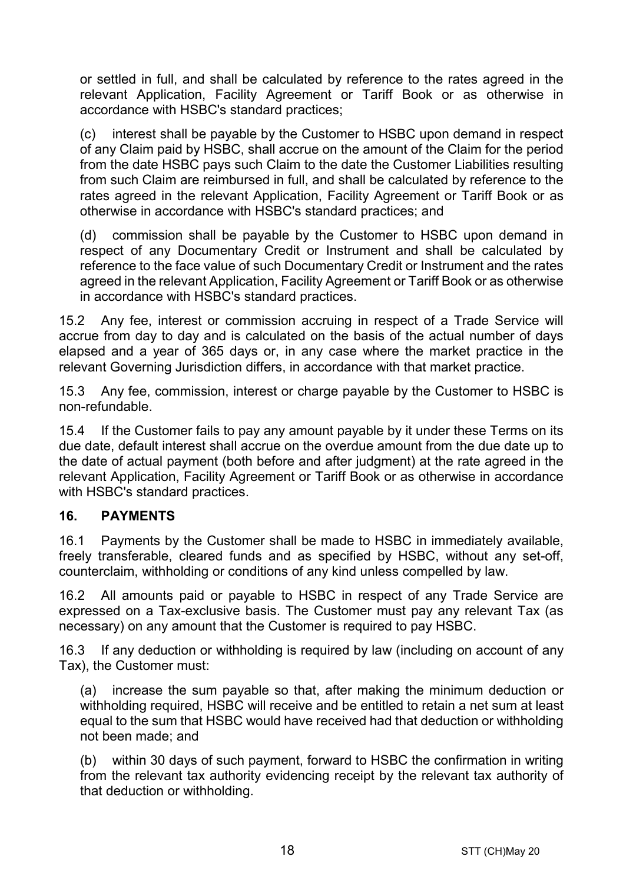or settled in full, and shall be calculated by reference to the rates agreed in the relevant Application, Facility Agreement or Tariff Book or as otherwise in accordance with HSBC's standard practices;

(c) interest shall be payable by the Customer to HSBC upon demand in respect of any Claim paid by HSBC, shall accrue on the amount of the Claim for the period from the date HSBC pays such Claim to the date the Customer Liabilities resulting from such Claim are reimbursed in full, and shall be calculated by reference to the rates agreed in the relevant Application, Facility Agreement or Tariff Book or as otherwise in accordance with HSBC's standard practices; and

(d) commission shall be payable by the Customer to HSBC upon demand in respect of any Documentary Credit or Instrument and shall be calculated by reference to the face value of such Documentary Credit or Instrument and the rates agreed in the relevant Application, Facility Agreement or Tariff Book or as otherwise in accordance with HSBC's standard practices.

15.2 Any fee, interest or commission accruing in respect of a Trade Service will accrue from day to day and is calculated on the basis of the actual number of days elapsed and a year of 365 days or, in any case where the market practice in the relevant Governing Jurisdiction differs, in accordance with that market practice.

15.3 Any fee, commission, interest or charge payable by the Customer to HSBC is non-refundable.

15.4 If the Customer fails to pay any amount payable by it under these Terms on its due date, default interest shall accrue on the overdue amount from the due date up to the date of actual payment (both before and after judgment) at the rate agreed in the relevant Application, Facility Agreement or Tariff Book or as otherwise in accordance with HSBC's standard practices.

## 16. PAYMENTS

16.1 Payments by the Customer shall be made to HSBC in immediately available, freely transferable, cleared funds and as specified by HSBC, without any set-off, counterclaim, withholding or conditions of any kind unless compelled by law.

16.2 All amounts paid or payable to HSBC in respect of any Trade Service are expressed on a Tax-exclusive basis. The Customer must pay any relevant Tax (as necessary) on any amount that the Customer is required to pay HSBC.

16.3 If any deduction or withholding is required by law (including on account of any Tax), the Customer must:

(a) increase the sum payable so that, after making the minimum deduction or withholding required, HSBC will receive and be entitled to retain a net sum at least equal to the sum that HSBC would have received had that deduction or withholding not been made; and

(b) within 30 days of such payment, forward to HSBC the confirmation in writing from the relevant tax authority evidencing receipt by the relevant tax authority of that deduction or withholding.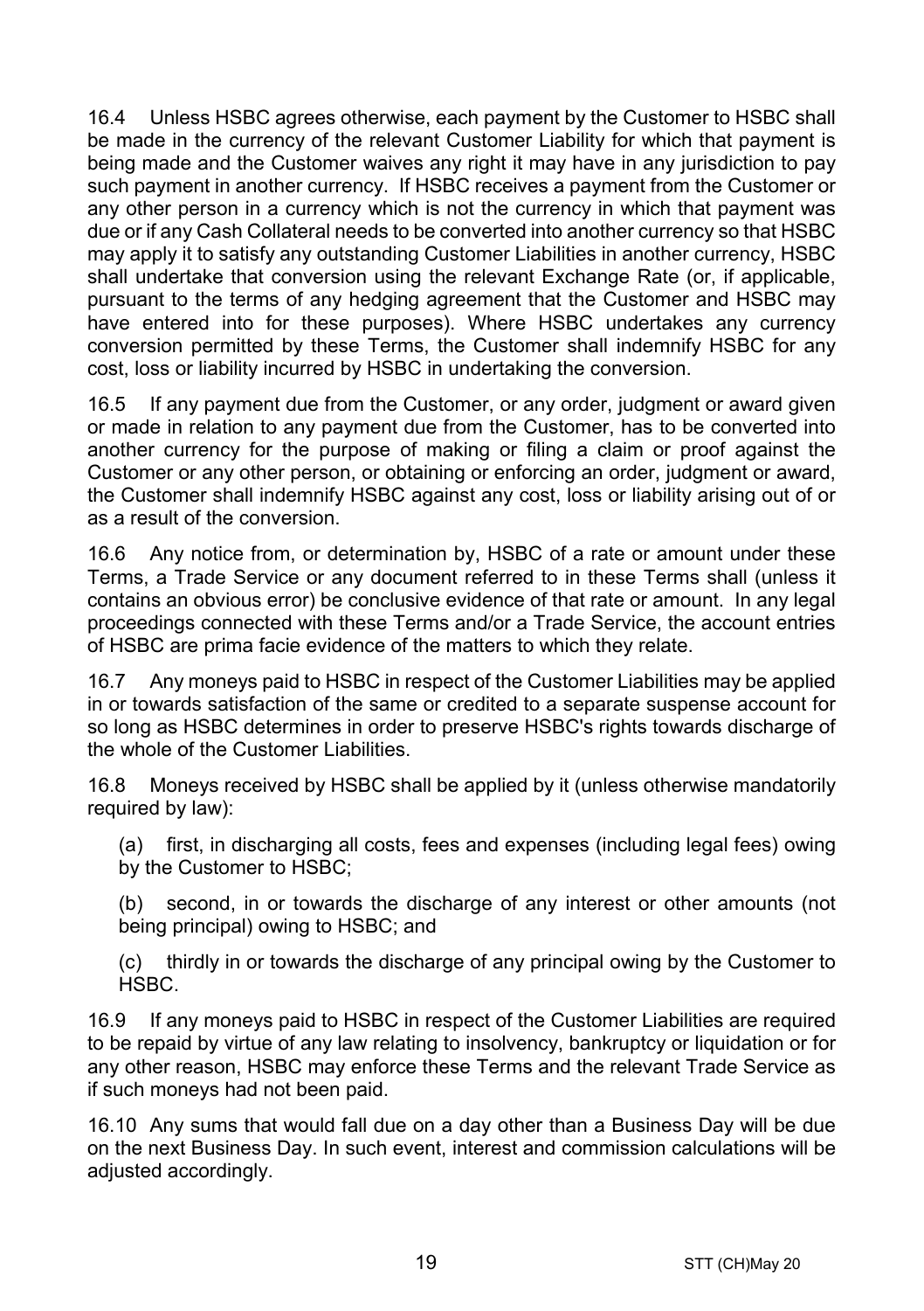16.4 Unless HSBC agrees otherwise, each payment by the Customer to HSBC shall be made in the currency of the relevant Customer Liability for which that payment is being made and the Customer waives any right it may have in any jurisdiction to pay such payment in another currency. If HSBC receives a payment from the Customer or any other person in a currency which is not the currency in which that payment was due or if any Cash Collateral needs to be converted into another currency so that HSBC may apply it to satisfy any outstanding Customer Liabilities in another currency, HSBC shall undertake that conversion using the relevant Exchange Rate (or, if applicable, pursuant to the terms of any hedging agreement that the Customer and HSBC may have entered into for these purposes). Where HSBC undertakes any currency conversion permitted by these Terms, the Customer shall indemnify HSBC for any cost, loss or liability incurred by HSBC in undertaking the conversion.

16.5 If any payment due from the Customer, or any order, judgment or award given or made in relation to any payment due from the Customer, has to be converted into another currency for the purpose of making or filing a claim or proof against the Customer or any other person, or obtaining or enforcing an order, judgment or award, the Customer shall indemnify HSBC against any cost, loss or liability arising out of or as a result of the conversion.

16.6 Any notice from, or determination by, HSBC of a rate or amount under these Terms, a Trade Service or any document referred to in these Terms shall (unless it contains an obvious error) be conclusive evidence of that rate or amount. In any legal proceedings connected with these Terms and/or a Trade Service, the account entries of HSBC are prima facie evidence of the matters to which they relate.

16.7 Any moneys paid to HSBC in respect of the Customer Liabilities may be applied in or towards satisfaction of the same or credited to a separate suspense account for so long as HSBC determines in order to preserve HSBC's rights towards discharge of the whole of the Customer Liabilities.

16.8 Moneys received by HSBC shall be applied by it (unless otherwise mandatorily required by law):

(a) first, in discharging all costs, fees and expenses (including legal fees) owing by the Customer to HSBC;

(b) second, in or towards the discharge of any interest or other amounts (not being principal) owing to HSBC; and

(c) thirdly in or towards the discharge of any principal owing by the Customer to HSBC.

16.9 If any moneys paid to HSBC in respect of the Customer Liabilities are required to be repaid by virtue of any law relating to insolvency, bankruptcy or liquidation or for any other reason, HSBC may enforce these Terms and the relevant Trade Service as if such moneys had not been paid.

16.10 Any sums that would fall due on a day other than a Business Day will be due on the next Business Day. In such event, interest and commission calculations will be adjusted accordingly.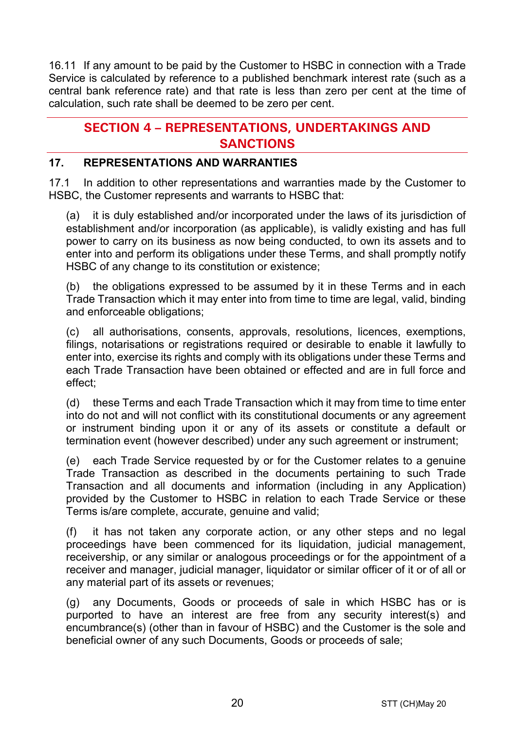16.11 If any amount to be paid by the Customer to HSBC in connection with a Trade Service is calculated by reference to a published benchmark interest rate (such as a central bank reference rate) and that rate is less than zero per cent at the time of calculation, such rate shall be deemed to be zero per cent.

## SECTION 4 – REPRESENTATIONS, UNDERTAKINGS AND SANCTIONS

### 17. REPRESENTATIONS AND WARRANTIES

17.1 In addition to other representations and warranties made by the Customer to HSBC, the Customer represents and warrants to HSBC that:

(a) it is duly established and/or incorporated under the laws of its jurisdiction of establishment and/or incorporation (as applicable), is validly existing and has full power to carry on its business as now being conducted, to own its assets and to enter into and perform its obligations under these Terms, and shall promptly notify HSBC of any change to its constitution or existence;

(b) the obligations expressed to be assumed by it in these Terms and in each Trade Transaction which it may enter into from time to time are legal, valid, binding and enforceable obligations;

(c) all authorisations, consents, approvals, resolutions, licences, exemptions, filings, notarisations or registrations required or desirable to enable it lawfully to enter into, exercise its rights and comply with its obligations under these Terms and each Trade Transaction have been obtained or effected and are in full force and effect;

(d) these Terms and each Trade Transaction which it may from time to time enter into do not and will not conflict with its constitutional documents or any agreement or instrument binding upon it or any of its assets or constitute a default or termination event (however described) under any such agreement or instrument;

(e) each Trade Service requested by or for the Customer relates to a genuine Trade Transaction as described in the documents pertaining to such Trade Transaction and all documents and information (including in any Application) provided by the Customer to HSBC in relation to each Trade Service or these Terms is/are complete, accurate, genuine and valid;

(f) it has not taken any corporate action, or any other steps and no legal proceedings have been commenced for its liquidation, judicial management, receivership, or any similar or analogous proceedings or for the appointment of a receiver and manager, judicial manager, liquidator or similar officer of it or of all or any material part of its assets or revenues;

(g) any Documents, Goods or proceeds of sale in which HSBC has or is purported to have an interest are free from any security interest(s) and encumbrance(s) (other than in favour of HSBC) and the Customer is the sole and beneficial owner of any such Documents, Goods or proceeds of sale;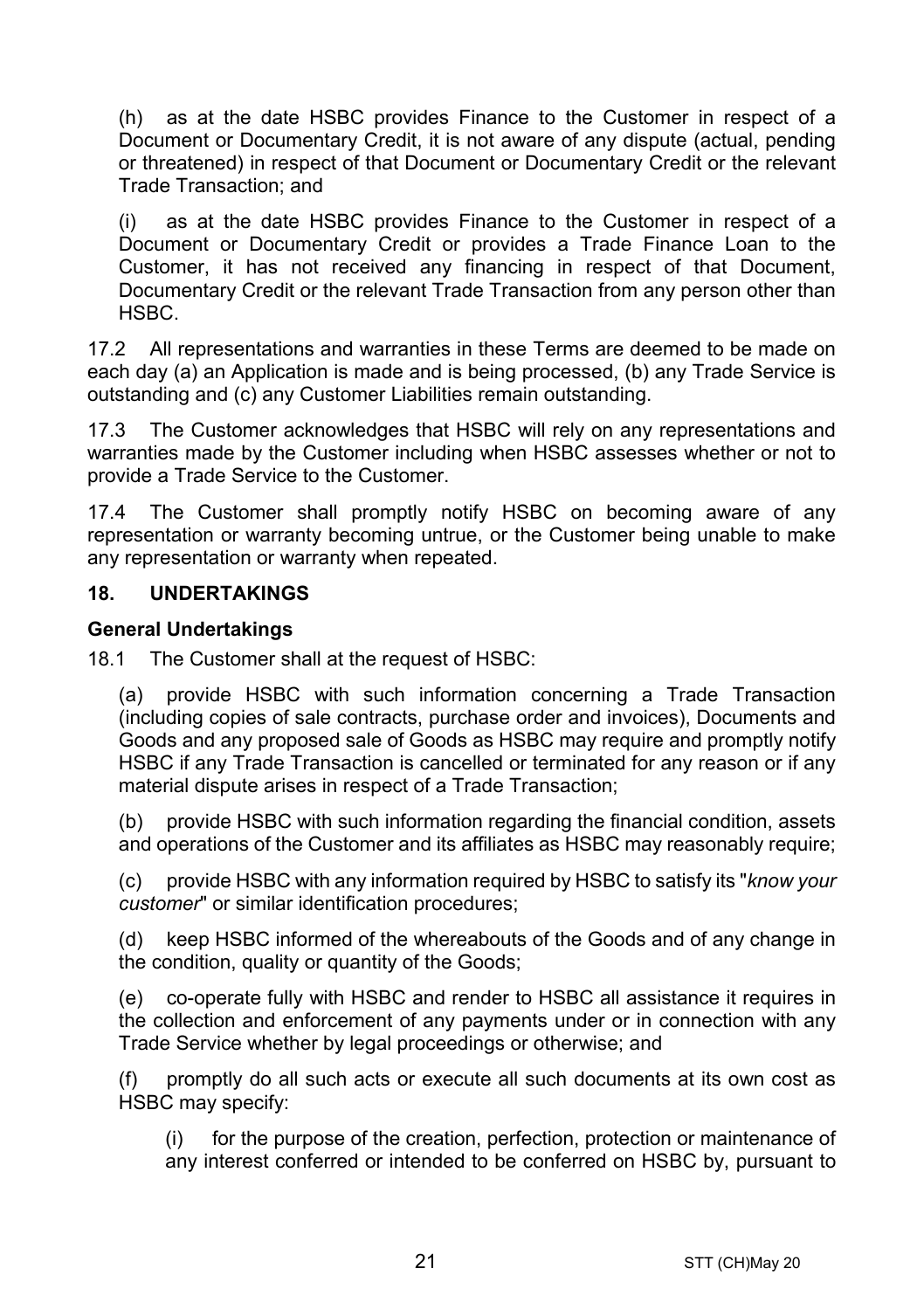(h) as at the date HSBC provides Finance to the Customer in respect of a Document or Documentary Credit, it is not aware of any dispute (actual, pending or threatened) in respect of that Document or Documentary Credit or the relevant Trade Transaction; and

(i) as at the date HSBC provides Finance to the Customer in respect of a Document or Documentary Credit or provides a Trade Finance Loan to the Customer, it has not received any financing in respect of that Document, Documentary Credit or the relevant Trade Transaction from any person other than HSBC.

17.2 All representations and warranties in these Terms are deemed to be made on each day (a) an Application is made and is being processed, (b) any Trade Service is outstanding and (c) any Customer Liabilities remain outstanding.

17.3 The Customer acknowledges that HSBC will rely on any representations and warranties made by the Customer including when HSBC assesses whether or not to provide a Trade Service to the Customer.

17.4 The Customer shall promptly notify HSBC on becoming aware of any representation or warranty becoming untrue, or the Customer being unable to make any representation or warranty when repeated.

## 18. UNDERTAKINGS

### General Undertakings

18.1 The Customer shall at the request of HSBC:

(a) provide HSBC with such information concerning a Trade Transaction (including copies of sale contracts, purchase order and invoices), Documents and Goods and any proposed sale of Goods as HSBC may require and promptly notify HSBC if any Trade Transaction is cancelled or terminated for any reason or if any material dispute arises in respect of a Trade Transaction;

(b) provide HSBC with such information regarding the financial condition, assets and operations of the Customer and its affiliates as HSBC may reasonably require;

(c) provide HSBC with any information required by HSBC to satisfy its "*know your customer*" or similar identification procedures;

(d) keep HSBC informed of the whereabouts of the Goods and of any change in the condition, quality or quantity of the Goods;

(e) co-operate fully with HSBC and render to HSBC all assistance it requires in the collection and enforcement of any payments under or in connection with any Trade Service whether by legal proceedings or otherwise; and

(f) promptly do all such acts or execute all such documents at its own cost as HSBC may specify:

(i) for the purpose of the creation, perfection, protection or maintenance of any interest conferred or intended to be conferred on HSBC by, pursuant to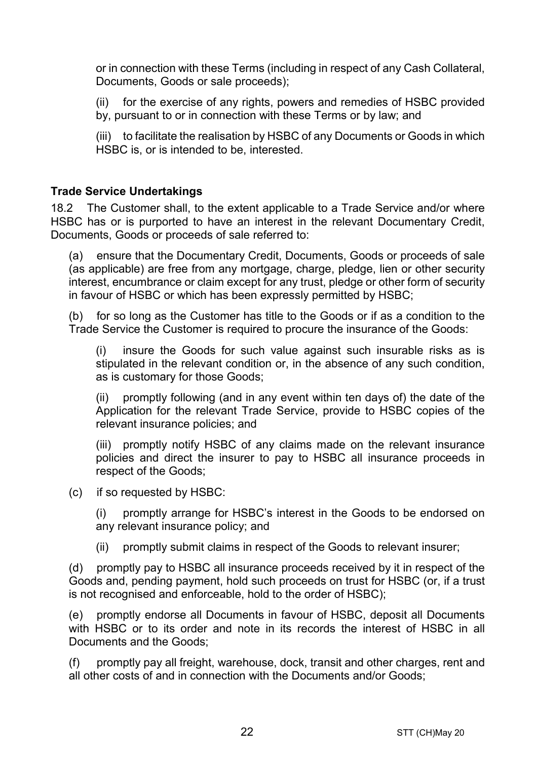or in connection with these Terms (including in respect of any Cash Collateral, Documents, Goods or sale proceeds);

(ii) for the exercise of any rights, powers and remedies of HSBC provided by, pursuant to or in connection with these Terms or by law; and

(iii) to facilitate the realisation by HSBC of any Documents or Goods in which HSBC is, or is intended to be, interested.

**Trade Service Undertakings**

18.2 The Customer shall, to the extent applicable to a Trade Service and/or where HSBC has or is purported to have an interest in the relevant Documentary Credit, Documents, Goods or proceeds of sale referred to:

(a) ensure that the Documentary Credit, Documents, Goods or proceeds of sale (as applicable) are free from any mortgage, charge, pledge, lien or other security interest, encumbrance or claim except for any trust, pledge or other form of security in favour of HSBC or which has been expressly permitted by HSBC;

(b) for so long as the Customer has title to the Goods or if as a condition to the Trade Service the Customer is required to procure the insurance of the Goods:

(i) insure the Goods for such value against such insurable risks as is stipulated in the relevant condition or, in the absence of any such condition, as is customary for those Goods;

(ii) promptly following (and in any event within ten days of) the date of the Application for the relevant Trade Service, provide to HSBC copies of the relevant insurance policies; and

(iii) promptly notify HSBC of any claims made on the relevant insurance policies and direct the insurer to pay to HSBC all insurance proceeds in respect of the Goods;

(c) if so requested by HSBC:

(i) promptly arrange for HSBC's interest in the Goods to be endorsed on any relevant insurance policy; and

(ii) promptly submit claims in respect of the Goods to relevant insurer;

(d) promptly pay to HSBC all insurance proceeds received by it in respect of the Goods and, pending payment, hold such proceeds on trust for HSBC (or, if a trust is not recognised and enforceable, hold to the order of HSBC);

(e) promptly endorse all Documents in favour of HSBC, deposit all Documents with HSBC or to its order and note in its records the interest of HSBC in all Documents and the Goods;

(f) promptly pay all freight, warehouse, dock, transit and other charges, rent and all other costs of and in connection with the Documents and/or Goods;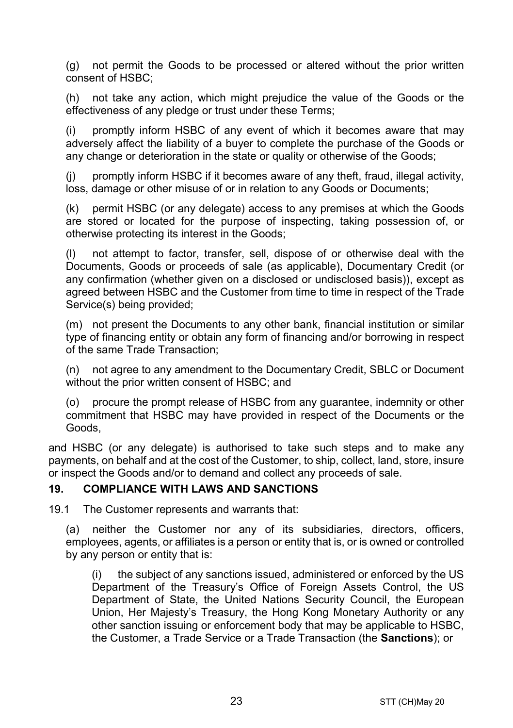(g) not permit the Goods to be processed or altered without the prior written consent of HSBC;

(h) not take any action, which might prejudice the value of the Goods or the effectiveness of any pledge or trust under these Terms;

(i) promptly inform HSBC of any event of which it becomes aware that may adversely affect the liability of a buyer to complete the purchase of the Goods or any change or deterioration in the state or quality or otherwise of the Goods;

(j) promptly inform HSBC if it becomes aware of any theft, fraud, illegal activity, loss, damage or other misuse of or in relation to any Goods or Documents;

(k) permit HSBC (or any delegate) access to any premises at which the Goods are stored or located for the purpose of inspecting, taking possession of, or otherwise protecting its interest in the Goods;

(l) not attempt to factor, transfer, sell, dispose of or otherwise deal with the Documents, Goods or proceeds of sale (as applicable), Documentary Credit (or any confirmation (whether given on a disclosed or undisclosed basis)), except as agreed between HSBC and the Customer from time to time in respect of the Trade Service(s) being provided;

(m) not present the Documents to any other bank, financial institution or similar type of financing entity or obtain any form of financing and/or borrowing in respect of the same Trade Transaction;

(n) not agree to any amendment to the Documentary Credit, SBLC or Document without the prior written consent of HSBC; and

(o) procure the prompt release of HSBC from any guarantee, indemnity or other commitment that HSBC may have provided in respect of the Documents or the Goods,

and HSBC (or any delegate) is authorised to take such steps and to make any payments, on behalf and at the cost of the Customer, to ship, collect, land, store, insure or inspect the Goods and/or to demand and collect any proceeds of sale.

## 19. COMPLIANCE WITH LAWS AND SANCTIONS

19.1 The Customer represents and warrants that:

(a) neither the Customer nor any of its subsidiaries, directors, officers, employees, agents, or affiliates is a person or entity that is, or is owned or controlled by any person or entity that is:

(i) the subject of any sanctions issued, administered or enforced by the US Department of the Treasury's Office of Foreign Assets Control, the US Department of State, the United Nations Security Council, the European Union, Her Majesty's Treasury, the Hong Kong Monetary Authority or any other sanction issuing or enforcement body that may be applicable to HSBC, the Customer, a Trade Service or a Trade Transaction (the **Sanctions**); or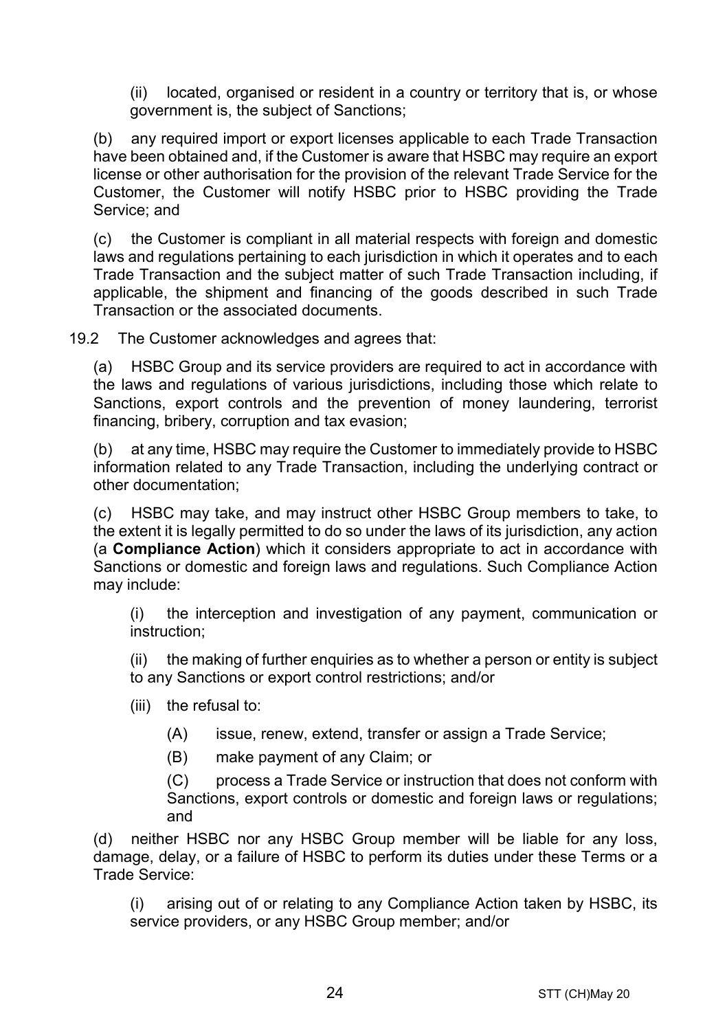(ii) located, organised or resident in a country or territory that is, or whose government is, the subject of Sanctions;

(b) any required import or export licenses applicable to each Trade Transaction have been obtained and, if the Customer is aware that HSBC may require an export license or other authorisation for the provision of the relevant Trade Service for the Customer, the Customer will notify HSBC prior to HSBC providing the Trade Service; and

(c) the Customer is compliant in all material respects with foreign and domestic laws and regulations pertaining to each jurisdiction in which it operates and to each Trade Transaction and the subject matter of such Trade Transaction including, if applicable, the shipment and financing of the goods described in such Trade Transaction or the associated documents.

19.2 The Customer acknowledges and agrees that:

(a) HSBC Group and its service providers are required to act in accordance with the laws and regulations of various jurisdictions, including those which relate to Sanctions, export controls and the prevention of money laundering, terrorist financing, bribery, corruption and tax evasion;

(b) at any time, HSBC may require the Customer to immediately provide to HSBC information related to any Trade Transaction, including the underlying contract or other documentation;

(c) HSBC may take, and may instruct other HSBC Group members to take, to the extent it is legally permitted to do so under the laws of its jurisdiction, any action (a **Compliance Action**) which it considers appropriate to act in accordance with Sanctions or domestic and foreign laws and regulations. Such Compliance Action may include:

(i) the interception and investigation of any payment, communication or instruction;

(ii) the making of further enquiries as to whether a person or entity is subject to any Sanctions or export control restrictions; and/or

(iii) the refusal to:

(A) issue, renew, extend, transfer or assign a Trade Service;

(B) make payment of any Claim; or

(C) process a Trade Service or instruction that does not conform with Sanctions, export controls or domestic and foreign laws or regulations; and

(d) neither HSBC nor any HSBC Group member will be liable for any loss, damage, delay, or a failure of HSBC to perform its duties under these Terms or a Trade Service:

(i) arising out of or relating to any Compliance Action taken by HSBC, its service providers, or any HSBC Group member; and/or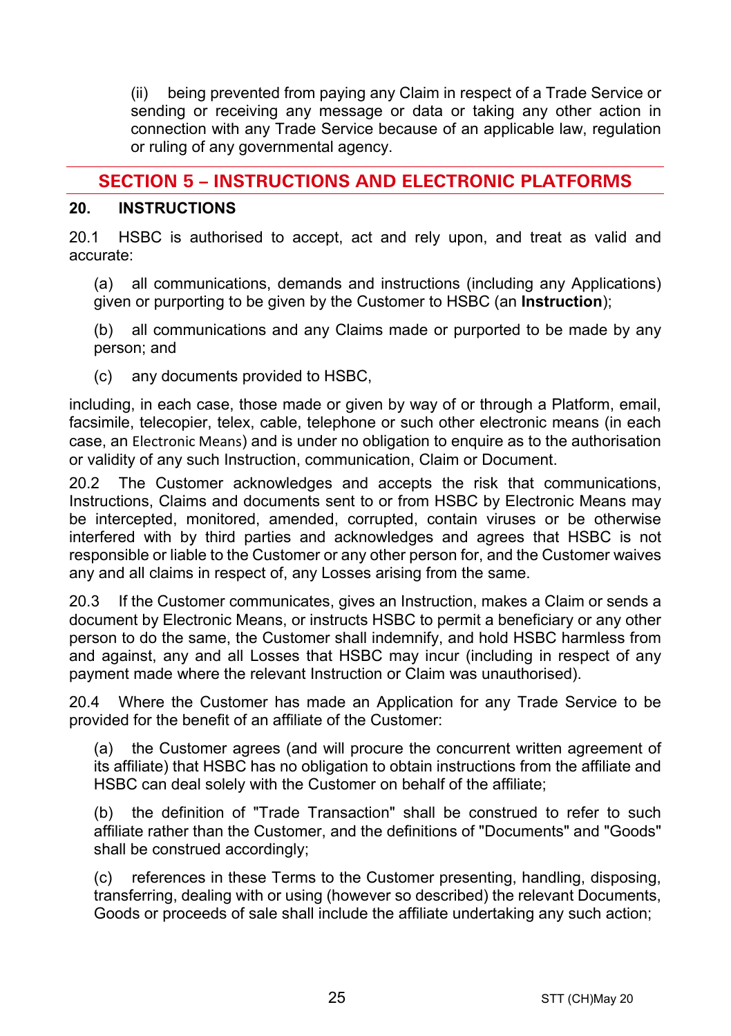(ii) being prevented from paying any Claim in respect of a Trade Service or sending or receiving any message or data or taking any other action in connection with any Trade Service because of an applicable law, regulation or ruling of any governmental agency.

## SECTION 5 – INSTRUCTIONS AND ELECTRONIC PLATFORMS

### 20. INSTRUCTIONS

20.1 HSBC is authorised to accept, act and rely upon, and treat as valid and accurate:

(a) all communications, demands and instructions (including any Applications) given or purporting to be given by the Customer to HSBC (an **Instruction**);

(b) all communications and any Claims made or purported to be made by any person; and

(c) any documents provided to HSBC,

including, in each case, those made or given by way of or through a Platform, email, facsimile, telecopier, telex, cable, telephone or such other electronic means (in each case, an Electronic Means) and is under no obligation to enquire as to the authorisation or validity of any such Instruction, communication, Claim or Document.

20.2 The Customer acknowledges and accepts the risk that communications, Instructions, Claims and documents sent to or from HSBC by Electronic Means may be intercepted, monitored, amended, corrupted, contain viruses or be otherwise interfered with by third parties and acknowledges and agrees that HSBC is not responsible or liable to the Customer or any other person for, and the Customer waives any and all claims in respect of, any Losses arising from the same.

20.3 If the Customer communicates, gives an Instruction, makes a Claim or sends a document by Electronic Means, or instructs HSBC to permit a beneficiary or any other person to do the same, the Customer shall indemnify, and hold HSBC harmless from and against, any and all Losses that HSBC may incur (including in respect of any payment made where the relevant Instruction or Claim was unauthorised).

20.4 Where the Customer has made an Application for any Trade Service to be provided for the benefit of an affiliate of the Customer:

(a) the Customer agrees (and will procure the concurrent written agreement of its affiliate) that HSBC has no obligation to obtain instructions from the affiliate and HSBC can deal solely with the Customer on behalf of the affiliate;

(b) the definition of "Trade Transaction" shall be construed to refer to such affiliate rather than the Customer, and the definitions of "Documents" and "Goods" shall be construed accordingly;

(c) references in these Terms to the Customer presenting, handling, disposing, transferring, dealing with or using (however so described) the relevant Documents, Goods or proceeds of sale shall include the affiliate undertaking any such action;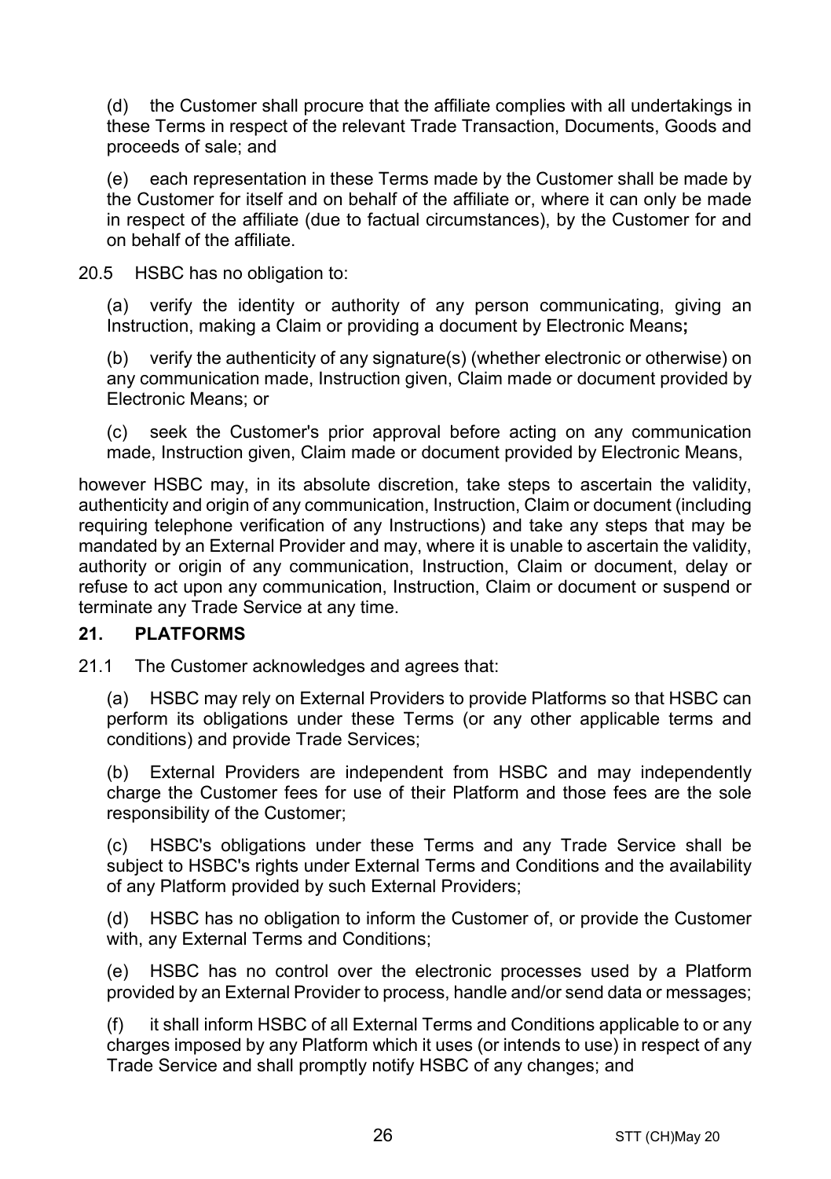(d) the Customer shall procure that the affiliate complies with all undertakings in these Terms in respect of the relevant Trade Transaction, Documents, Goods and proceeds of sale; and

(e) each representation in these Terms made by the Customer shall be made by the Customer for itself and on behalf of the affiliate or, where it can only be made in respect of the affiliate (due to factual circumstances), by the Customer for and on behalf of the affiliate.

20.5 HSBC has no obligation to:

(a) verify the identity or authority of any person communicating, giving an Instruction, making a Claim or providing a document by Electronic Means**;**

(b) verify the authenticity of any signature(s) (whether electronic or otherwise) on any communication made, Instruction given, Claim made or document provided by Electronic Means; or

(c) seek the Customer's prior approval before acting on any communication made, Instruction given, Claim made or document provided by Electronic Means,

however HSBC may, in its absolute discretion, take steps to ascertain the validity, authenticity and origin of any communication, Instruction, Claim or document (including requiring telephone verification of any Instructions) and take any steps that may be mandated by an External Provider and may, where it is unable to ascertain the validity, authority or origin of any communication, Instruction, Claim or document, delay or refuse to act upon any communication, Instruction, Claim or document or suspend or terminate any Trade Service at any time.

## 21. PLATFORMS

21.1 The Customer acknowledges and agrees that:

(a) HSBC may rely on External Providers to provide Platforms so that HSBC can perform its obligations under these Terms (or any other applicable terms and conditions) and provide Trade Services;

(b) External Providers are independent from HSBC and may independently charge the Customer fees for use of their Platform and those fees are the sole responsibility of the Customer;

(c) HSBC's obligations under these Terms and any Trade Service shall be subject to HSBC's rights under External Terms and Conditions and the availability of any Platform provided by such External Providers;

(d) HSBC has no obligation to inform the Customer of, or provide the Customer with, any External Terms and Conditions;

(e) HSBC has no control over the electronic processes used by a Platform provided by an External Provider to process, handle and/or send data or messages;

(f) it shall inform HSBC of all External Terms and Conditions applicable to or any charges imposed by any Platform which it uses (or intends to use) in respect of any Trade Service and shall promptly notify HSBC of any changes; and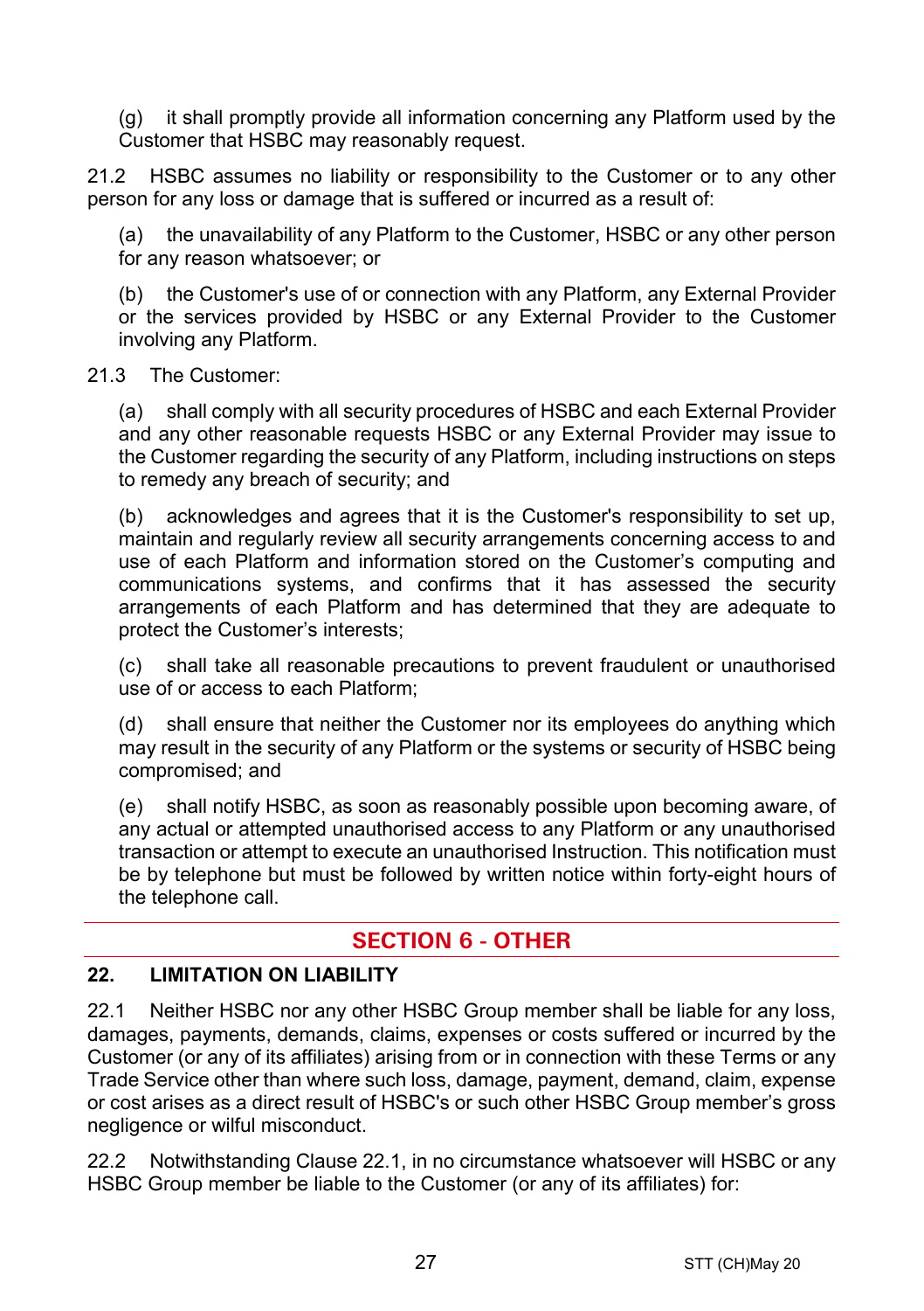(g) it shall promptly provide all information concerning any Platform used by the Customer that HSBC may reasonably request.

21.2 HSBC assumes no liability or responsibility to the Customer or to any other person for any loss or damage that is suffered or incurred as a result of:

(a) the unavailability of any Platform to the Customer, HSBC or any other person for any reason whatsoever; or

(b) the Customer's use of or connection with any Platform, any External Provider or the services provided by HSBC or any External Provider to the Customer involving any Platform.

21.3 The Customer:

(a) shall comply with all security procedures of HSBC and each External Provider and any other reasonable requests HSBC or any External Provider may issue to the Customer regarding the security of any Platform, including instructions on steps to remedy any breach of security; and

(b) acknowledges and agrees that it is the Customer's responsibility to set up, maintain and regularly review all security arrangements concerning access to and use of each Platform and information stored on the Customer's computing and communications systems, and confirms that it has assessed the security arrangements of each Platform and has determined that they are adequate to protect the Customer's interests;

(c) shall take all reasonable precautions to prevent fraudulent or unauthorised use of or access to each Platform;

(d) shall ensure that neither the Customer nor its employees do anything which may result in the security of any Platform or the systems or security of HSBC being compromised; and

(e) shall notify HSBC, as soon as reasonably possible upon becoming aware, of any actual or attempted unauthorised access to any Platform or any unauthorised transaction or attempt to execute an unauthorised Instruction. This notification must be by telephone but must be followed by written notice within forty-eight hours of the telephone call.

## SECTION 6 - OTHER

### 22. LIMITATION ON LIABILITY

22.1 Neither HSBC nor any other HSBC Group member shall be liable for any loss, damages, payments, demands, claims, expenses or costs suffered or incurred by the Customer (or any of its affiliates) arising from or in connection with these Terms or any Trade Service other than where such loss, damage, payment, demand, claim, expense or cost arises as a direct result of HSBC's or such other HSBC Group member's gross negligence or wilful misconduct.

22.2 Notwithstanding Clause 22.1, in no circumstance whatsoever will HSBC or any HSBC Group member be liable to the Customer (or any of its affiliates) for: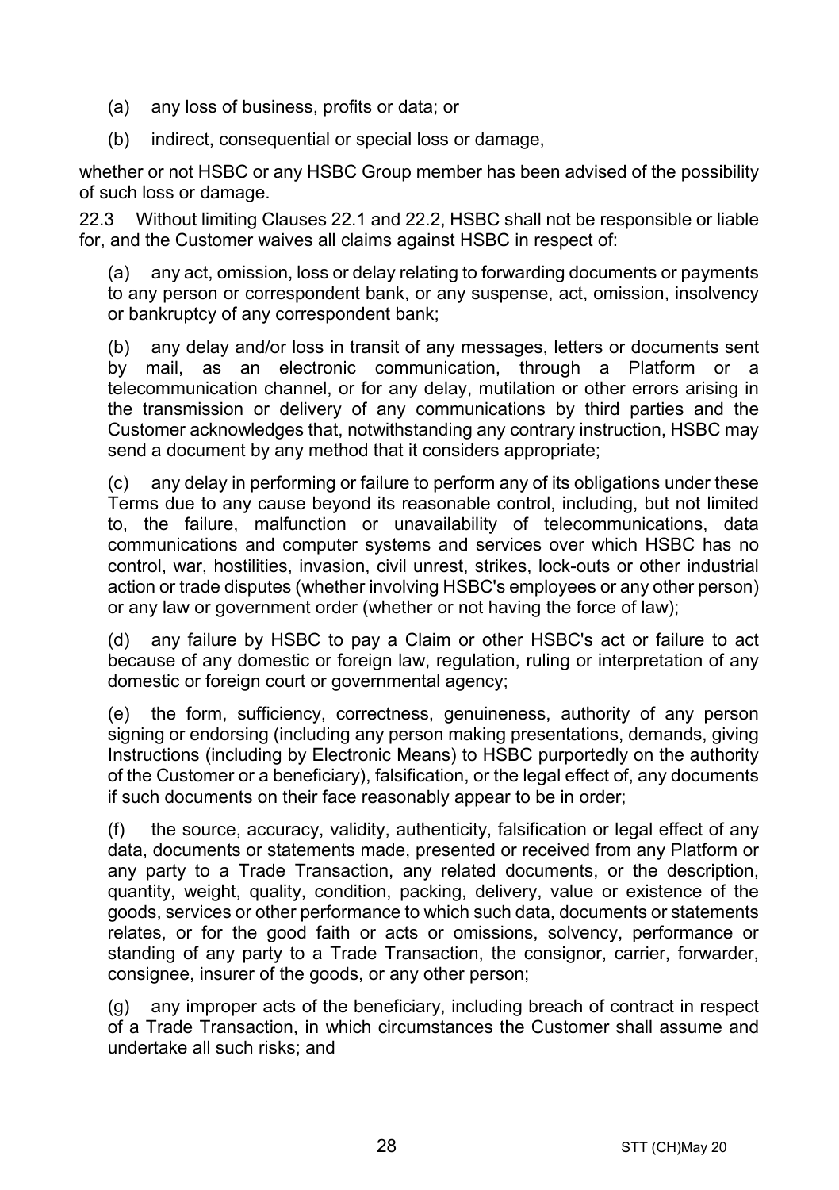(a) any loss of business, profits or data; or

(b) indirect, consequential or special loss or damage,

whether or not HSBC or any HSBC Group member has been advised of the possibility of such loss or damage.

22.3 Without limiting Clauses 22.1 and 22.2, HSBC shall not be responsible or liable for, and the Customer waives all claims against HSBC in respect of:

(a) any act, omission, loss or delay relating to forwarding documents or payments to any person or correspondent bank, or any suspense, act, omission, insolvency or bankruptcy of any correspondent bank;

(b) any delay and/or loss in transit of any messages, letters or documents sent by mail, as an electronic communication, through a Platform or a telecommunication channel, or for any delay, mutilation or other errors arising in the transmission or delivery of any communications by third parties and the Customer acknowledges that, notwithstanding any contrary instruction, HSBC may send a document by any method that it considers appropriate;

(c) any delay in performing or failure to perform any of its obligations under these Terms due to any cause beyond its reasonable control, including, but not limited to, the failure, malfunction or unavailability of telecommunications, data communications and computer systems and services over which HSBC has no control, war, hostilities, invasion, civil unrest, strikes, lock-outs or other industrial action or trade disputes (whether involving HSBC's employees or any other person) or any law or government order (whether or not having the force of law);

(d) any failure by HSBC to pay a Claim or other HSBC's act or failure to act because of any domestic or foreign law, regulation, ruling or interpretation of any domestic or foreign court or governmental agency;

(e) the form, sufficiency, correctness, genuineness, authority of any person signing or endorsing (including any person making presentations, demands, giving Instructions (including by Electronic Means) to HSBC purportedly on the authority of the Customer or a beneficiary), falsification, or the legal effect of, any documents if such documents on their face reasonably appear to be in order;

(f) the source, accuracy, validity, authenticity, falsification or legal effect of any data, documents or statements made, presented or received from any Platform or any party to a Trade Transaction, any related documents, or the description, quantity, weight, quality, condition, packing, delivery, value or existence of the goods, services or other performance to which such data, documents or statements relates, or for the good faith or acts or omissions, solvency, performance or standing of any party to a Trade Transaction, the consignor, carrier, forwarder, consignee, insurer of the goods, or any other person;

(g) any improper acts of the beneficiary, including breach of contract in respect of a Trade Transaction, in which circumstances the Customer shall assume and undertake all such risks; and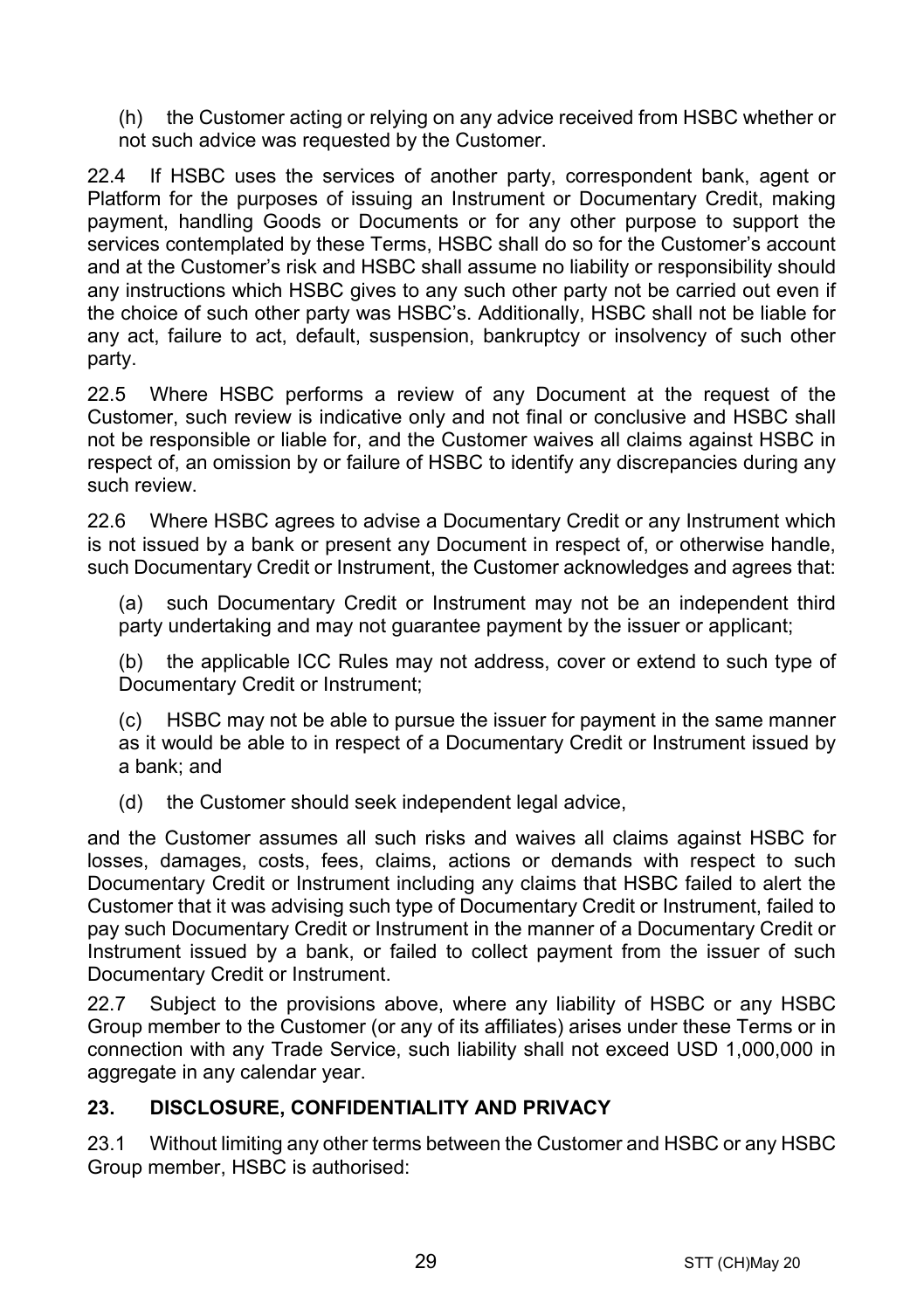(h) the Customer acting or relying on any advice received from HSBC whether or not such advice was requested by the Customer.

22.4 If HSBC uses the services of another party, correspondent bank, agent or Platform for the purposes of issuing an Instrument or Documentary Credit, making payment, handling Goods or Documents or for any other purpose to support the services contemplated by these Terms, HSBC shall do so for the Customer's account and at the Customer's risk and HSBC shall assume no liability or responsibility should any instructions which HSBC gives to any such other party not be carried out even if the choice of such other party was HSBC's. Additionally, HSBC shall not be liable for any act, failure to act, default, suspension, bankruptcy or insolvency of such other party.

22.5 Where HSBC performs a review of any Document at the request of the Customer, such review is indicative only and not final or conclusive and HSBC shall not be responsible or liable for, and the Customer waives all claims against HSBC in respect of, an omission by or failure of HSBC to identify any discrepancies during any such review.

22.6 Where HSBC agrees to advise a Documentary Credit or any Instrument which is not issued by a bank or present any Document in respect of, or otherwise handle, such Documentary Credit or Instrument, the Customer acknowledges and agrees that:

(a) such Documentary Credit or Instrument may not be an independent third party undertaking and may not guarantee payment by the issuer or applicant;

(b) the applicable ICC Rules may not address, cover or extend to such type of Documentary Credit or Instrument;

(c) HSBC may not be able to pursue the issuer for payment in the same manner as it would be able to in respect of a Documentary Credit or Instrument issued by a bank; and

(d) the Customer should seek independent legal advice,

and the Customer assumes all such risks and waives all claims against HSBC for losses, damages, costs, fees, claims, actions or demands with respect to such Documentary Credit or Instrument including any claims that HSBC failed to alert the Customer that it was advising such type of Documentary Credit or Instrument, failed to pay such Documentary Credit or Instrument in the manner of a Documentary Credit or Instrument issued by a bank, or failed to collect payment from the issuer of such Documentary Credit or Instrument.

22.7 Subject to the provisions above, where any liability of HSBC or any HSBC Group member to the Customer (or any of its affiliates) arises under these Terms or in connection with any Trade Service, such liability shall not exceed USD 1,000,000 in aggregate in any calendar year.

## 23. DISCLOSURE, CONFIDENTIALITY AND PRIVACY

23.1 Without limiting any other terms between the Customer and HSBC or any HSBC Group member, HSBC is authorised: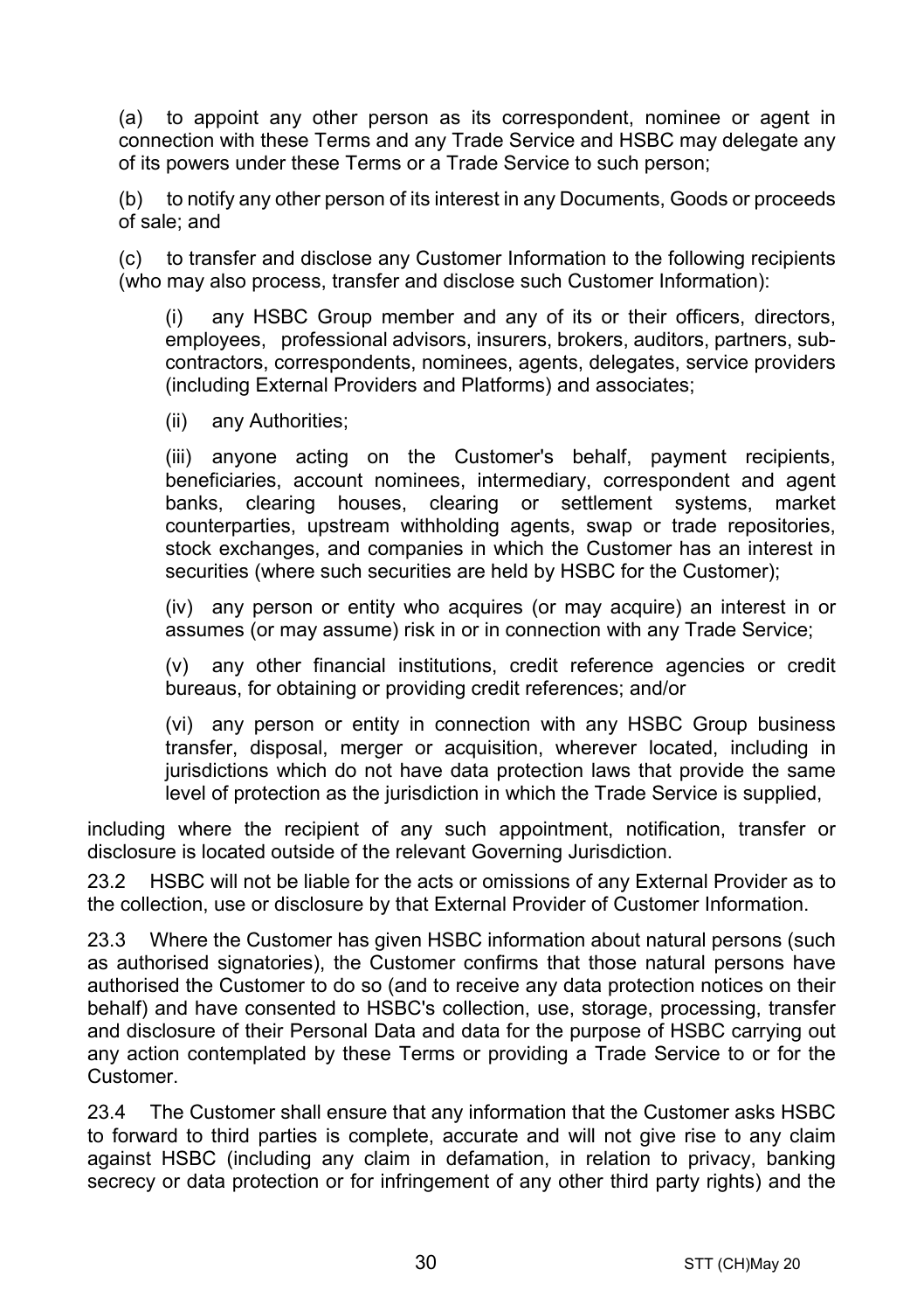(a) to appoint any other person as its correspondent, nominee or agent in connection with these Terms and any Trade Service and HSBC may delegate any of its powers under these Terms or a Trade Service to such person;

(b) to notify any other person of its interest in any Documents, Goods or proceeds of sale; and

(c) to transfer and disclose any Customer Information to the following recipients (who may also process, transfer and disclose such Customer Information):

(i) any HSBC Group member and any of its or their officers, directors, employees, professional advisors, insurers, brokers, auditors, partners, sub-contractors, correspondents, nominees, agents, delegates, service providers (including External Providers and Platforms) and associates;

(ii) any Authorities;

(iii) anyone acting on the Customer's behalf, payment recipients, beneficiaries, account nominees, intermediary, correspondent and agent banks, clearing houses, clearing or settlement systems, market counterparties, upstream withholding agents, swap or trade repositories, stock exchanges, and companies in which the Customer has an interest in securities (where such securities are held by HSBC for the Customer);

(iv) any person or entity who acquires (or may acquire) an interest in or assumes (or may assume) risk in or in connection with any Trade Service;

(v) any other financial institutions, credit reference agencies or credit bureaus, for obtaining or providing credit references; and/or

(vi) any person or entity in connection with any HSBC Group business transfer, disposal, merger or acquisition, wherever located, including in jurisdictions which do not have data protection laws that provide the same level of protection as the jurisdiction in which the Trade Service is supplied,

including where the recipient of any such appointment, notification, transfer or disclosure is located outside of the relevant Governing Jurisdiction.

23.2 HSBC will not be liable for the acts or omissions of any External Provider as to the collection, use or disclosure by that External Provider of Customer Information.

23.3 Where the Customer has given HSBC information about natural persons (such as authorised signatories), the Customer confirms that those natural persons have authorised the Customer to do so (and to receive any data protection notices on their behalf) and have consented to HSBC's collection, use, storage, processing, transfer and disclosure of their Personal Data and data for the purpose of HSBC carrying out any action contemplated by these Terms or providing a Trade Service to or for the Customer.

23.4 The Customer shall ensure that any information that the Customer asks HSBC to forward to third parties is complete, accurate and will not give rise to any claim against HSBC (including any claim in defamation, in relation to privacy, banking secrecy or data protection or for infringement of any other third party rights) and the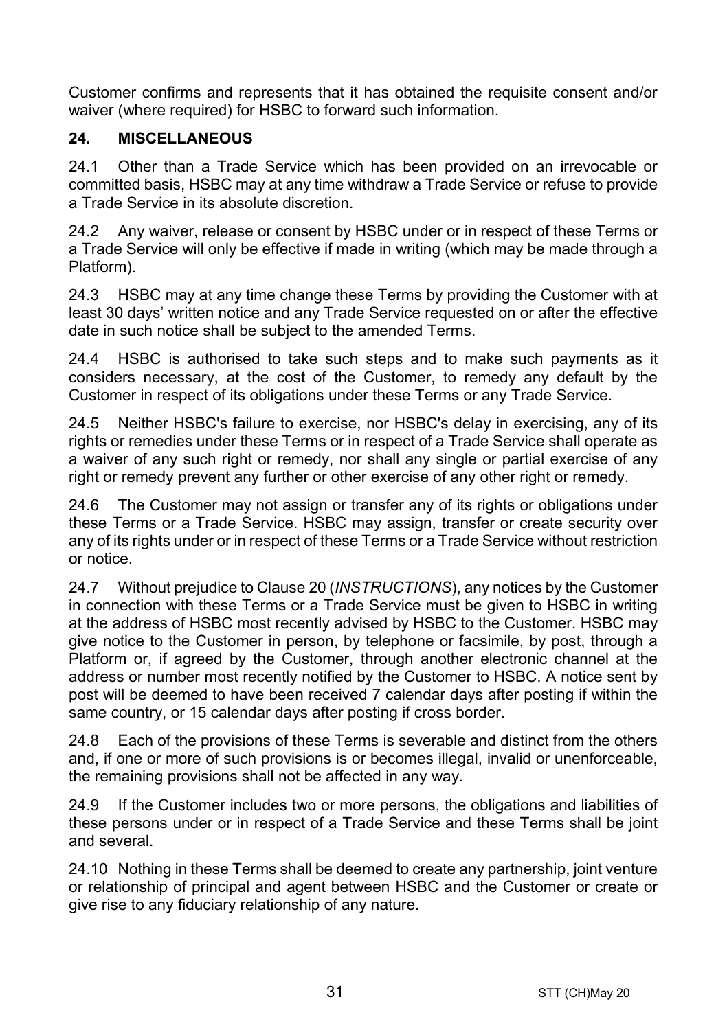Customer confirms and represents that it has obtained the requisite consent and/or waiver (where required) for HSBC to forward such information.

## 24. MISCELLANEOUS

24.1 Other than a Trade Service which has been provided on an irrevocable or committed basis, HSBC may at any time withdraw a Trade Service or refuse to provide a Trade Service in its absolute discretion.

24.2 Any waiver, release or consent by HSBC under or in respect of these Terms or a Trade Service will only be effective if made in writing (which may be made through a Platform).

24.3 HSBC may at any time change these Terms by providing the Customer with at least 30 days' written notice and any Trade Service requested on or after the effective date in such notice shall be subject to the amended Terms.

24.4 HSBC is authorised to take such steps and to make such payments as it considers necessary, at the cost of the Customer, to remedy any default by the Customer in respect of its obligations under these Terms or any Trade Service.

24.5 Neither HSBC's failure to exercise, nor HSBC's delay in exercising, any of its rights or remedies under these Terms or in respect of a Trade Service shall operate as a waiver of any such right or remedy, nor shall any single or partial exercise of any right or remedy prevent any further or other exercise of any other right or remedy.

24.6 The Customer may not assign or transfer any of its rights or obligations under these Terms or a Trade Service. HSBC may assign, transfer or create security over any of its rights under or in respect of these Terms or a Trade Service without restriction or notice.

24.7 Without prejudice to Clause 20 (*INSTRUCTIONS*), any notices by the Customer in connection with these Terms or a Trade Service must be given to HSBC in writing at the address of HSBC most recently advised by HSBC to the Customer. HSBC may give notice to the Customer in person, by telephone or facsimile, by post, through a Platform or, if agreed by the Customer, through another electronic channel at the address or number most recently notified by the Customer to HSBC. A notice sent by post will be deemed to have been received 7 calendar days after posting if within the same country, or 15 calendar days after posting if cross border.

24.8 Each of the provisions of these Terms is severable and distinct from the others and, if one or more of such provisions is or becomes illegal, invalid or unenforceable, the remaining provisions shall not be affected in any way.

24.9 If the Customer includes two or more persons, the obligations and liabilities of these persons under or in respect of a Trade Service and these Terms shall be joint and several.

24.10 Nothing in these Terms shall be deemed to create any partnership, joint venture or relationship of principal and agent between HSBC and the Customer or create or give rise to any fiduciary relationship of any nature.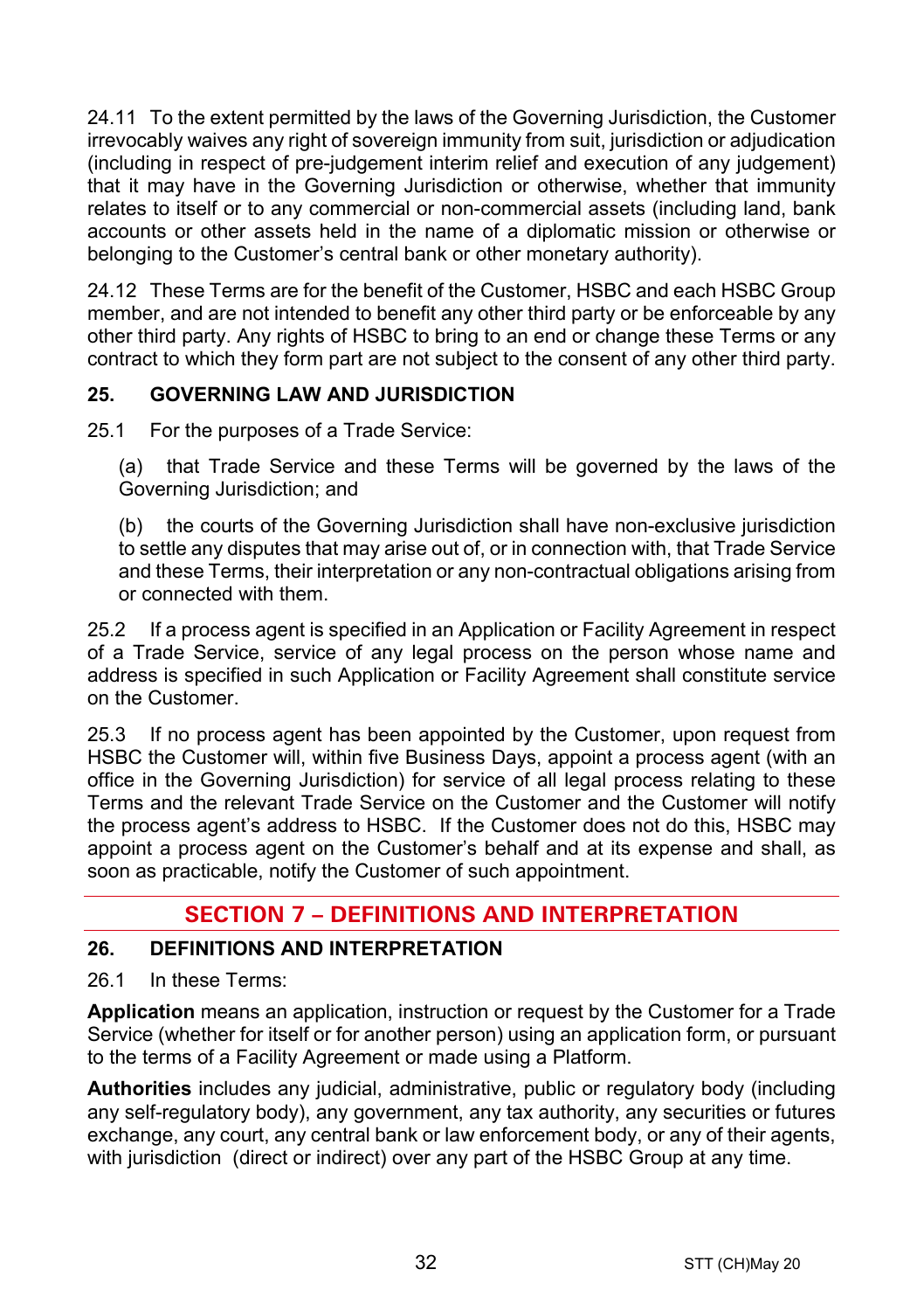24.11 To the extent permitted by the laws of the Governing Jurisdiction, the Customer irrevocably waives any right of sovereign immunity from suit, jurisdiction or adjudication (including in respect of pre-judgement interim relief and execution of any judgement) that it may have in the Governing Jurisdiction or otherwise, whether that immunity relates to itself or to any commercial or non-commercial assets (including land, bank accounts or other assets held in the name of a diplomatic mission or otherwise or belonging to the Customer's central bank or other monetary authority).

24.12 These Terms are for the benefit of the Customer, HSBC and each HSBC Group member, and are not intended to benefit any other third party or be enforceable by any other third party. Any rights of HSBC to bring to an end or change these Terms or any contract to which they form part are not subject to the consent of any other third party.

### 25. GOVERNING LAW AND JURISDICTION

25.1 For the purposes of a Trade Service:

(a) that Trade Service and these Terms will be governed by the laws of the Governing Jurisdiction; and

(b) the courts of the Governing Jurisdiction shall have non-exclusive jurisdiction to settle any disputes that may arise out of, or in connection with, that Trade Service and these Terms, their interpretation or any non-contractual obligations arising from or connected with them.

25.2 If a process agent is specified in an Application or Facility Agreement in respect of a Trade Service, service of any legal process on the person whose name and address is specified in such Application or Facility Agreement shall constitute service on the Customer.

25.3 If no process agent has been appointed by the Customer, upon request from HSBC the Customer will, within five Business Days, appoint a process agent (with an office in the Governing Jurisdiction) for service of all legal process relating to these Terms and the relevant Trade Service on the Customer and the Customer will notify the process agent's address to HSBC. If the Customer does not do this, HSBC may appoint a process agent on the Customer's behalf and at its expense and shall, as soon as practicable, notify the Customer of such appointment.

## SECTION 7 – DEFINITIONS AND INTERPRETATION

### 26. DEFINITIONS AND INTERPRETATION

26.1 In these Terms:

**Application** means an application, instruction or request by the Customer for a Trade Service (whether for itself or for another person) using an application form, or pursuant to the terms of a Facility Agreement or made using a Platform.

**Authorities** includes any judicial, administrative, public or regulatory body (including any self-regulatory body), any government, any tax authority, any securities or futures exchange, any court, any central bank or law enforcement body, or any of their agents, with jurisdiction (direct or indirect) over any part of the HSBC Group at any time.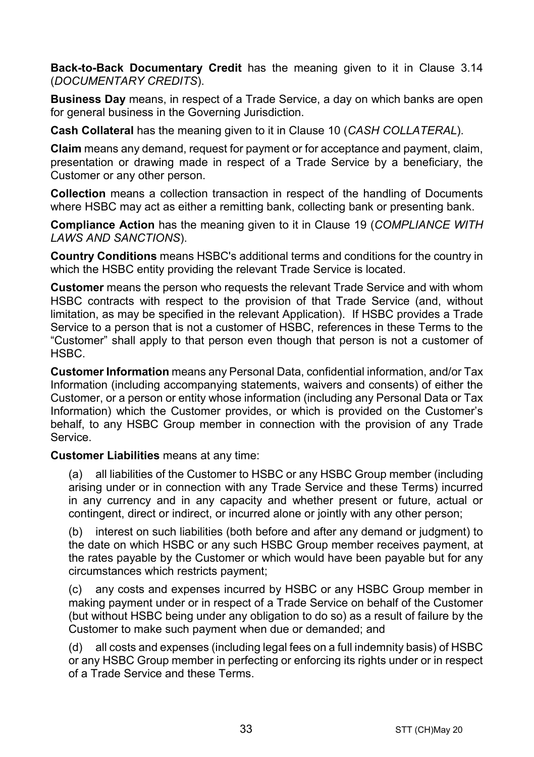**Back-to-Back Documentary Credit** has the meaning given to it in Clause 3.14 (*DOCUMENTARY CREDITS*).

**Business Day** means, in respect of a Trade Service, a day on which banks are open for general business in the Governing Jurisdiction.

**Cash Collateral** has the meaning given to it in Clause 10 (*CASH COLLATERAL*).

**Claim** means any demand, request for payment or for acceptance and payment, claim, presentation or drawing made in respect of a Trade Service by a beneficiary, the Customer or any other person.

**Collection** means a collection transaction in respect of the handling of Documents where HSBC may act as either a remitting bank, collecting bank or presenting bank.

**Compliance Action** has the meaning given to it in Clause 19 (*COMPLIANCE WITH LAWS AND SANCTIONS*).

**Country Conditions** means HSBC's additional terms and conditions for the country in which the HSBC entity providing the relevant Trade Service is located.

**Customer** means the person who requests the relevant Trade Service and with whom HSBC contracts with respect to the provision of that Trade Service (and, without limitation, as may be specified in the relevant Application). If HSBC provides a Trade Service to a person that is not a customer of HSBC, references in these Terms to the "Customer" shall apply to that person even though that person is not a customer of HSBC.

**Customer Information** means any Personal Data, confidential information, and/or Tax Information (including accompanying statements, waivers and consents) of either the Customer, or a person or entity whose information (including any Personal Data or Tax Information) which the Customer provides, or which is provided on the Customer's behalf, to any HSBC Group member in connection with the provision of any Trade Service.

**Customer Liabilities** means at any time:

(a) all liabilities of the Customer to HSBC or any HSBC Group member (including arising under or in connection with any Trade Service and these Terms) incurred in any currency and in any capacity and whether present or future, actual or contingent, direct or indirect, or incurred alone or jointly with any other person;

(b) interest on such liabilities (both before and after any demand or judgment) to the date on which HSBC or any such HSBC Group member receives payment, at the rates payable by the Customer or which would have been payable but for any circumstances which restricts payment;

(c) any costs and expenses incurred by HSBC or any HSBC Group member in making payment under or in respect of a Trade Service on behalf of the Customer (but without HSBC being under any obligation to do so) as a result of failure by the Customer to make such payment when due or demanded; and

(d) all costs and expenses (including legal fees on a full indemnity basis) of HSBC or any HSBC Group member in perfecting or enforcing its rights under or in respect of a Trade Service and these Terms.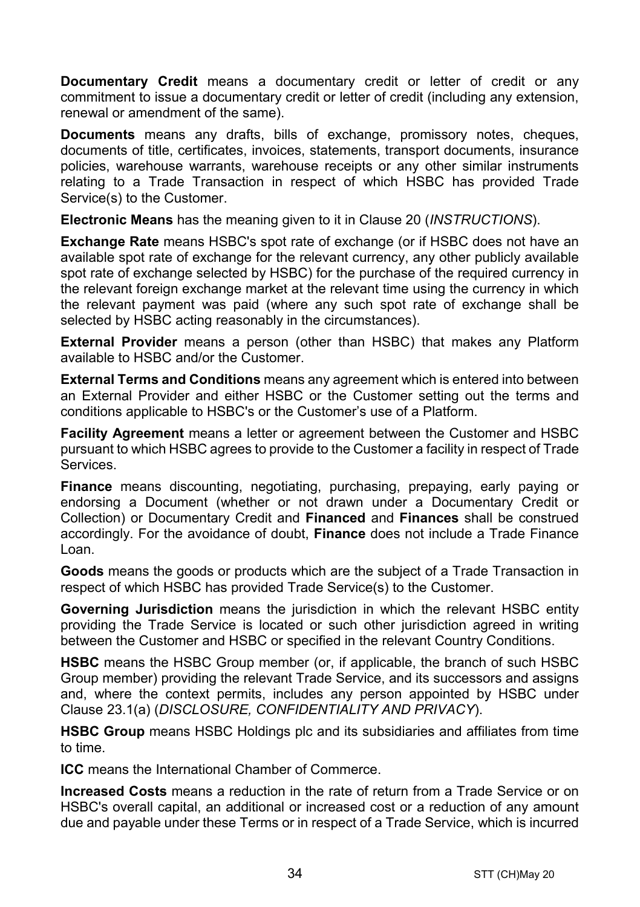**Documentary Credit** means a documentary credit or letter of credit or any commitment to issue a documentary credit or letter of credit (including any extension, renewal or amendment of the same).

**Documents** means any drafts, bills of exchange, promissory notes, cheques, documents of title, certificates, invoices, statements, transport documents, insurance policies, warehouse warrants, warehouse receipts or any other similar instruments relating to a Trade Transaction in respect of which HSBC has provided Trade Service(s) to the Customer.

**Electronic Means** has the meaning given to it in Clause 20 (*INSTRUCTIONS*).

**Exchange Rate** means HSBC's spot rate of exchange (or if HSBC does not have an available spot rate of exchange for the relevant currency, any other publicly available spot rate of exchange selected by HSBC) for the purchase of the required currency in the relevant foreign exchange market at the relevant time using the currency in which the relevant payment was paid (where any such spot rate of exchange shall be selected by HSBC acting reasonably in the circumstances).

**External Provider** means a person (other than HSBC) that makes any Platform available to HSBC and/or the Customer.

**External Terms and Conditions** means any agreement which is entered into between an External Provider and either HSBC or the Customer setting out the terms and conditions applicable to HSBC's or the Customer's use of a Platform.

**Facility Agreement** means a letter or agreement between the Customer and HSBC pursuant to which HSBC agrees to provide to the Customer a facility in respect of Trade Services.

**Finance** means discounting, negotiating, purchasing, prepaying, early paying or endorsing a Document (whether or not drawn under a Documentary Credit or Collection) or Documentary Credit and **Financed** and **Finances** shall be construed accordingly. For the avoidance of doubt, **Finance** does not include a Trade Finance Loan.

**Goods** means the goods or products which are the subject of a Trade Transaction in respect of which HSBC has provided Trade Service(s) to the Customer.

**Governing Jurisdiction** means the jurisdiction in which the relevant HSBC entity providing the Trade Service is located or such other jurisdiction agreed in writing between the Customer and HSBC or specified in the relevant Country Conditions.

**HSBC** means the HSBC Group member (or, if applicable, the branch of such HSBC Group member) providing the relevant Trade Service, and its successors and assigns and, where the context permits, includes any person appointed by HSBC under Clause 23.1(a) (*DISCLOSURE, CONFIDENTIALITY AND PRIVACY*).

**HSBC Group** means HSBC Holdings plc and its subsidiaries and affiliates from time to time.

**ICC** means the International Chamber of Commerce.

**Increased Costs** means a reduction in the rate of return from a Trade Service or on HSBC's overall capital, an additional or increased cost or a reduction of any amount due and payable under these Terms or in respect of a Trade Service, which is incurred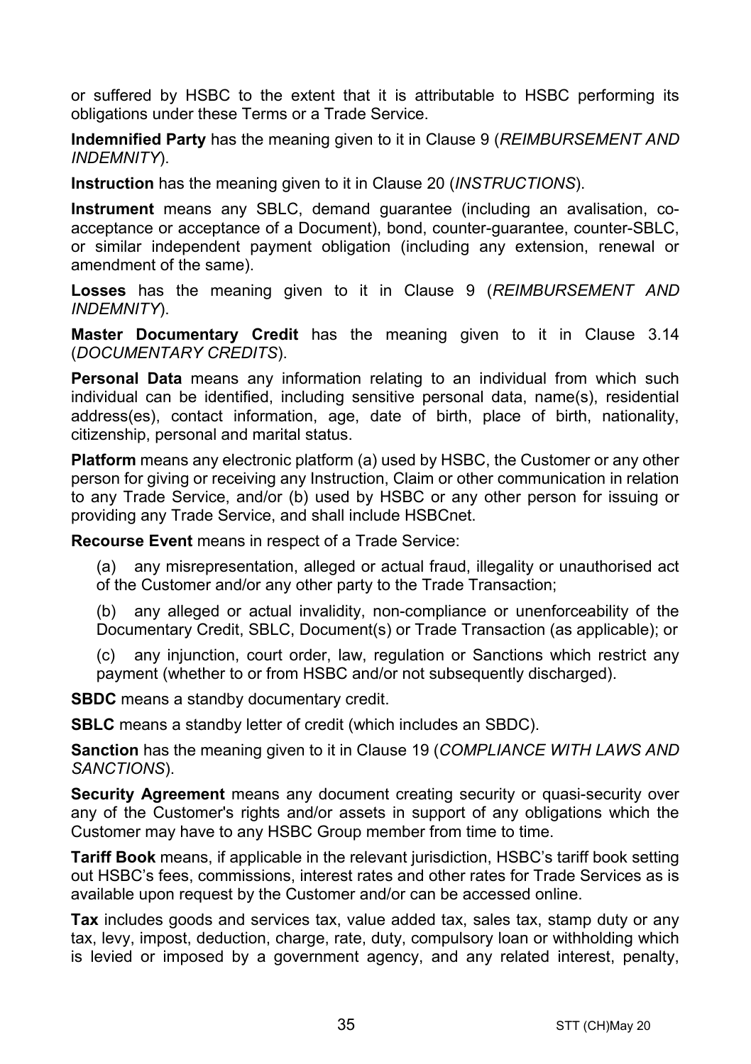or suffered by HSBC to the extent that it is attributable to HSBC performing its obligations under these Terms or a Trade Service.

**Indemnified Party** has the meaning given to it in Clause 9 (*REIMBURSEMENT AND INDEMNITY*).

**Instruction** has the meaning given to it in Clause 20 (*INSTRUCTIONS*).

**Instrument** means any SBLC, demand guarantee (including an avalisation, co-acceptance or acceptance of a Document), bond, counter-guarantee, counter-SBLC, or similar independent payment obligation (including any extension, renewal or amendment of the same).

**Losses** has the meaning given to it in Clause 9 (*REIMBURSEMENT AND INDEMNITY*).

**Master Documentary Credit** has the meaning given to it in Clause 3.14 (*DOCUMENTARY CREDITS*).

**Personal Data** means any information relating to an individual from which such individual can be identified, including sensitive personal data, name(s), residential address(es), contact information, age, date of birth, place of birth, nationality, citizenship, personal and marital status.

**Platform** means any electronic platform (a) used by HSBC, the Customer or any other person for giving or receiving any Instruction, Claim or other communication in relation to any Trade Service, and/or (b) used by HSBC or any other person for issuing or providing any Trade Service, and shall include HSBCnet.

**Recourse Event** means in respect of a Trade Service:

(a) any misrepresentation, alleged or actual fraud, illegality or unauthorised act of the Customer and/or any other party to the Trade Transaction;

(b) any alleged or actual invalidity, non-compliance or unenforceability of the Documentary Credit, SBLC, Document(s) or Trade Transaction (as applicable); or

(c) any injunction, court order, law, regulation or Sanctions which restrict any payment (whether to or from HSBC and/or not subsequently discharged).

**SBDC** means a standby documentary credit.

**SBLC** means a standby letter of credit (which includes an SBDC).

**Sanction** has the meaning given to it in Clause 19 (*COMPLIANCE WITH LAWS AND SANCTIONS*).

**Security Agreement** means any document creating security or quasi-security over any of the Customer's rights and/or assets in support of any obligations which the Customer may have to any HSBC Group member from time to time.

**Tariff Book** means, if applicable in the relevant jurisdiction, HSBC's tariff book setting out HSBC's fees, commissions, interest rates and other rates for Trade Services as is available upon request by the Customer and/or can be accessed online.

**Tax** includes goods and services tax, value added tax, sales tax, stamp duty or any tax, levy, impost, deduction, charge, rate, duty, compulsory loan or withholding which is levied or imposed by a government agency, and any related interest, penalty,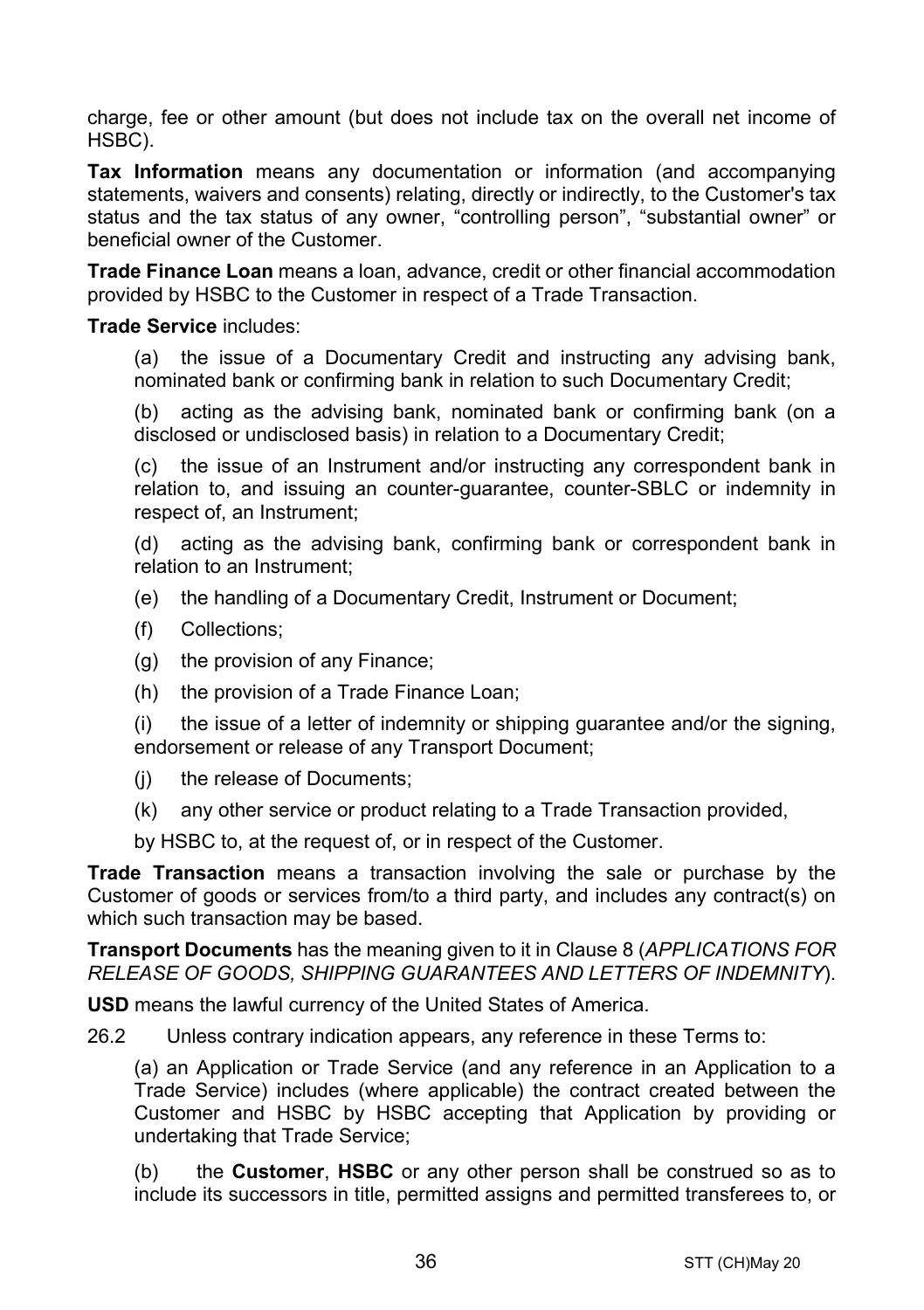charge, fee or other amount (but does not include tax on the overall net income of HSBC).

**Tax Information** means any documentation or information (and accompanying statements, waivers and consents) relating, directly or indirectly, to the Customer's tax status and the tax status of any owner, "controlling person", "substantial owner" or beneficial owner of the Customer.

**Trade Finance Loan** means a loan, advance, credit or other financial accommodation provided by HSBC to the Customer in respect of a Trade Transaction.

**Trade Service** includes:

(a) the issue of a Documentary Credit and instructing any advising bank, nominated bank or confirming bank in relation to such Documentary Credit;

(b) acting as the advising bank, nominated bank or confirming bank (on a disclosed or undisclosed basis) in relation to a Documentary Credit;

(c) the issue of an Instrument and/or instructing any correspondent bank in relation to, and issuing an counter-guarantee, counter-SBLC or indemnity in respect of, an Instrument;

(d) acting as the advising bank, confirming bank or correspondent bank in relation to an Instrument;

(e) the handling of a Documentary Credit, Instrument or Document;

(f) Collections;

(g) the provision of any Finance;

(h) the provision of a Trade Finance Loan;

(i) the issue of a letter of indemnity or shipping guarantee and/or the signing, endorsement or release of any Transport Document;

(j) the release of Documents;

(k) any other service or product relating to a Trade Transaction provided,

by HSBC to, at the request of, or in respect of the Customer.

**Trade Transaction** means a transaction involving the sale or purchase by the Customer of goods or services from/to a third party, and includes any contract(s) on which such transaction may be based.

**Transport Documents** has the meaning given to it in Clause 8 (*APPLICATIONS FOR RELEASE OF GOODS, SHIPPING GUARANTEES AND LETTERS OF INDEMNITY*).

**USD** means the lawful currency of the United States of America.

26.2 Unless contrary indication appears, any reference in these Terms to:

(a) an Application or Trade Service (and any reference in an Application to a Trade Service) includes (where applicable) the contract created between the Customer and HSBC by HSBC accepting that Application by providing or undertaking that Trade Service;

(b) the **Customer**, **HSBC** or any other person shall be construed so as to include its successors in title, permitted assigns and permitted transferees to, or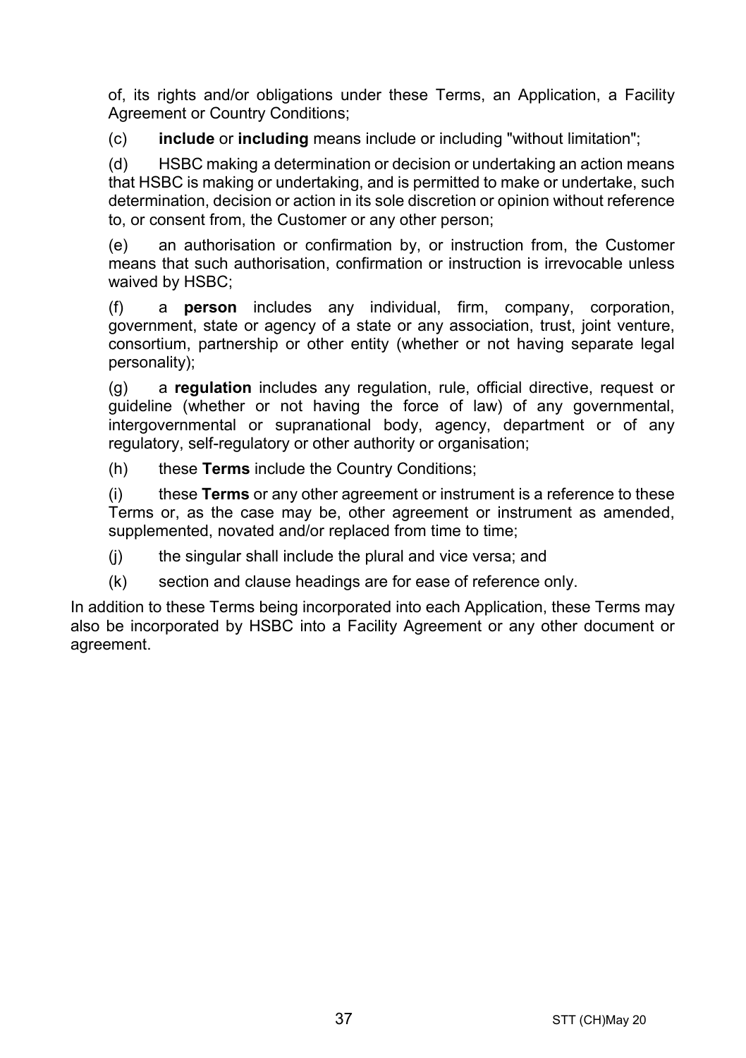of, its rights and/or obligations under these Terms, an Application, a Facility Agreement or Country Conditions;

(c) **include** or **including** means include or including "without limitation";

(d) HSBC making a determination or decision or undertaking an action means that HSBC is making or undertaking, and is permitted to make or undertake, such determination, decision or action in its sole discretion or opinion without reference to, or consent from, the Customer or any other person;

(e) an authorisation or confirmation by, or instruction from, the Customer means that such authorisation, confirmation or instruction is irrevocable unless waived by HSBC;

(f) a **person** includes any individual, firm, company, corporation, government, state or agency of a state or any association, trust, joint venture, consortium, partnership or other entity (whether or not having separate legal personality);

(g) a **regulation** includes any regulation, rule, official directive, request or guideline (whether or not having the force of law) of any governmental, intergovernmental or supranational body, agency, department or of any regulatory, self-regulatory or other authority or organisation;

(h) these **Terms** include the Country Conditions;

(i) these **Terms** or any other agreement or instrument is a reference to these Terms or, as the case may be, other agreement or instrument as amended, supplemented, novated and/or replaced from time to time;

(j) the singular shall include the plural and vice versa; and

(k) section and clause headings are for ease of reference only.

In addition to these Terms being incorporated into each Application, these Terms may also be incorporated by HSBC into a Facility Agreement or any other document or agreement.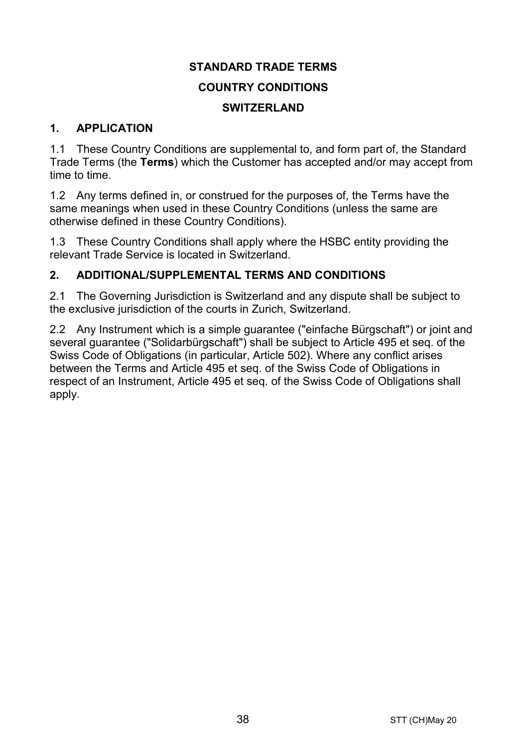**STANDARD TRADE TERMS**

**COUNTRY CONDITIONS**

**SWITZERLAND**

## 1. APPLICATION

1.1 These Country Conditions are supplemental to, and form part of, the Standard Trade Terms (the **Terms**) which the Customer has accepted and/or may accept from time to time.

1.2 Any terms defined in, or construed for the purposes of, the Terms have the same meanings when used in these Country Conditions (unless the same are otherwise defined in these Country Conditions).

1.3 These Country Conditions shall apply where the HSBC entity providing the relevant Trade Service is located in Switzerland.

## 2. ADDITIONAL/SUPPLEMENTAL TERMS AND CONDITIONS

2.1 The Governing Jurisdiction is Switzerland and any dispute shall be subject to the exclusive jurisdiction of the courts in Zurich, Switzerland.

2.2 Any Instrument which is a simple guarantee ("einfache Bürgschaft") or joint and several guarantee ("Solidarbürgschaft") shall be subject to Article 495 et seq. of the Swiss Code of Obligations (in particular, Article 502). Where any conflict arises between the Terms and Article 495 et seq. of the Swiss Code of Obligations in respect of an Instrument, Article 495 et seq. of the Swiss Code of Obligations shall apply.

STT (CH)May 20